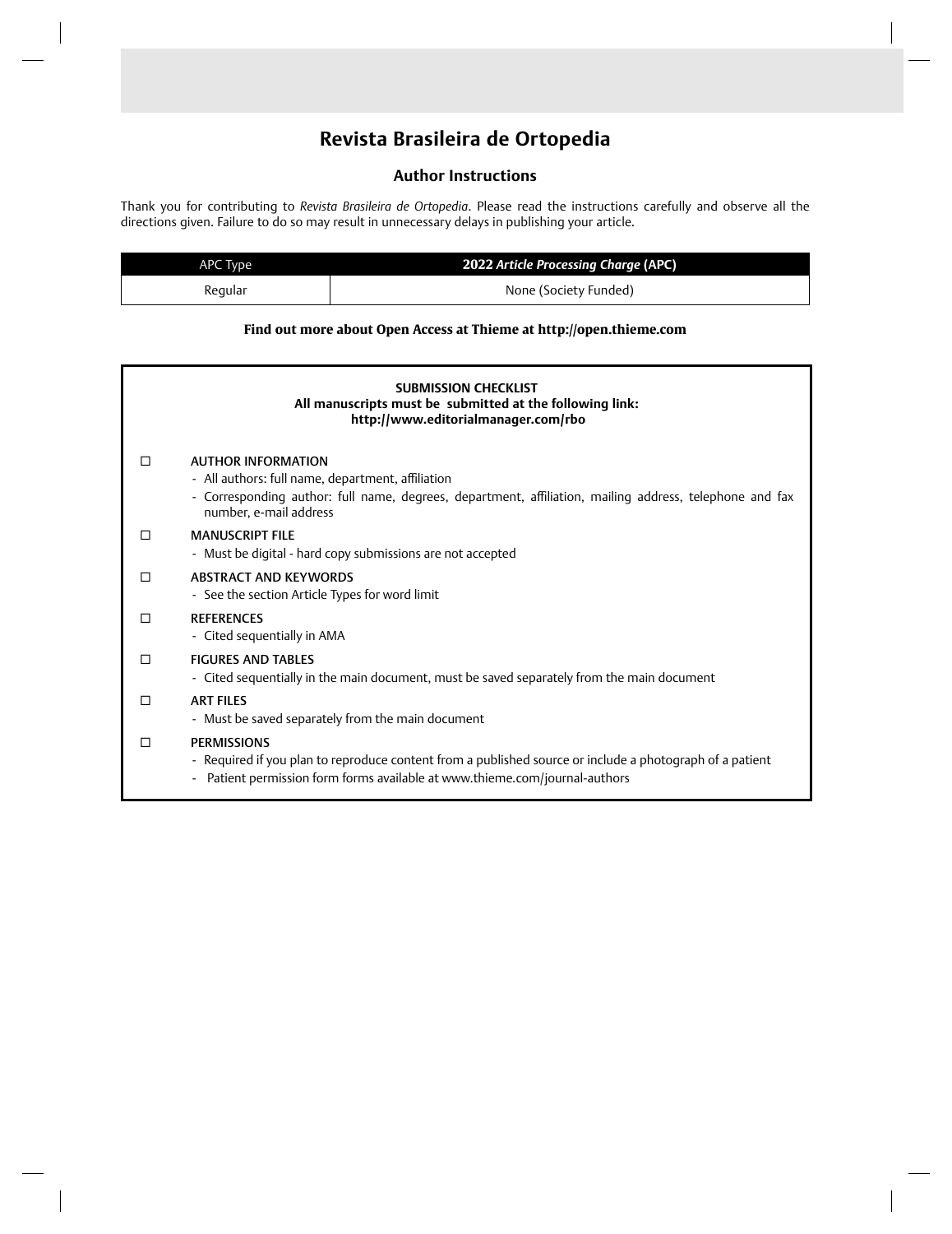# Revista Brasileira de Ortopedia

## Author Instructions

Thank you for contributing to *Revista Brasileira de Ortopedia*. Please read the instructions carefully and observe all the directions given. Failure to do so may result in unnecessary delays in publishing your article.

| APC Type | **2022 *Article Processing Charge* (APC)** |
|---|---|
| Regular | None (Society Funded) |

**Find out more about Open Access at Thieme at http://open.thieme.com**

**SUBMISSION CHECKLIST**
**All manuscripts must be submitted at the following link:**
**http://www.editorialmanager.com/rbo**

- ☐ AUTHOR INFORMATION
  - All authors: full name, department, affiliation
  - Corresponding author: full name, degrees, department, affiliation, mailing address, telephone and fax number, e-mail address
- ☐ MANUSCRIPT FILE
  - Must be digital - hard copy submissions are not accepted
- ☐ ABSTRACT AND KEYWORDS
  - See the section Article Types for word limit
- ☐ REFERENCES
  - Cited sequentially in AMA
- ☐ FIGURES AND TABLES
  - Cited sequentially in the main document, must be saved separately from the main document
- ☐ ART FILES
  - Must be saved separately from the main document
- ☐ PERMISSIONS
  - Required if you plan to reproduce content from a published source or include a photograph of a patient
  - Patient permission form forms available at www.thieme.com/journal-authors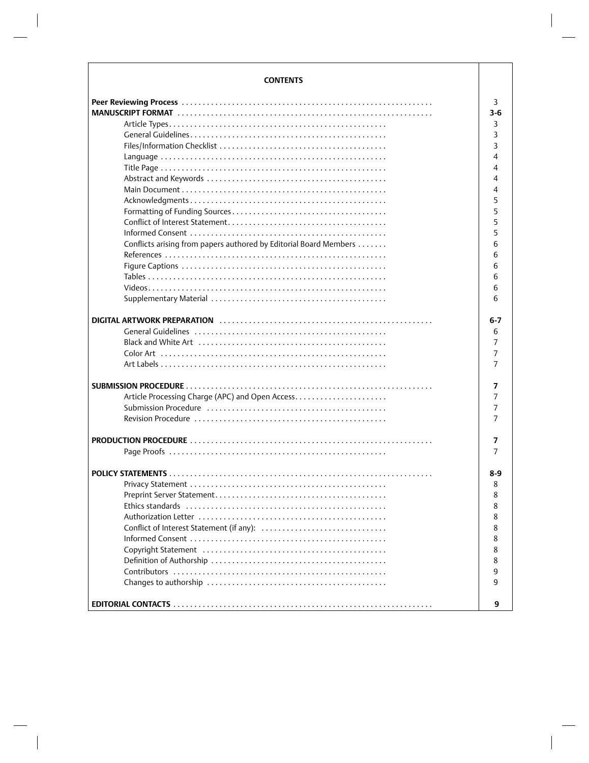## CONTENTS

| | |
|---|---|
| **Peer Reviewing Process** | 3 |
| **MANUSCRIPT FORMAT** | **3-6** |
| Article Types | 3 |
| General Guidelines | 3 |
| Files/Information Checklist | 3 |
| Language | 4 |
| Title Page | 4 |
| Abstract and Keywords | 4 |
| Main Document | 4 |
| Acknowledgments | 5 |
| Formatting of Funding Sources | 5 |
| Conflict of Interest Statement | 5 |
| Informed Consent | 5 |
| Conflicts arising from papers authored by Editorial Board Members | 6 |
| References | 6 |
| Figure Captions | 6 |
| Tables | 6 |
| Videos | 6 |
| Supplementary Material | 6 |
| **DIGITAL ARTWORK PREPARATION** | **6-7** |
| General Guidelines | 6 |
| Black and White Art | 7 |
| Color Art | 7 |
| Art Labels | 7 |
| **SUBMISSION PROCEDURE** | **7** |
| Article Processing Charge (APC) and Open Access | 7 |
| Submission Procedure | 7 |
| Revision Procedure | 7 |
| **PRODUCTION PROCEDURE** | **7** |
| Page Proofs | 7 |
| **POLICY STATEMENTS** | **8-9** |
| Privacy Statement | 8 |
| Preprint Server Statement | 8 |
| Ethics standards | 8 |
| Authorization Letter | 8 |
| Conflict of Interest Statement (if any): | 8 |
| Informed Consent | 8 |
| Copyright Statement | 8 |
| Definition of Authorship | 8 |
| Contributors | 9 |
| Changes to authorship | 9 |
| **EDITORIAL CONTACTS** | **9** |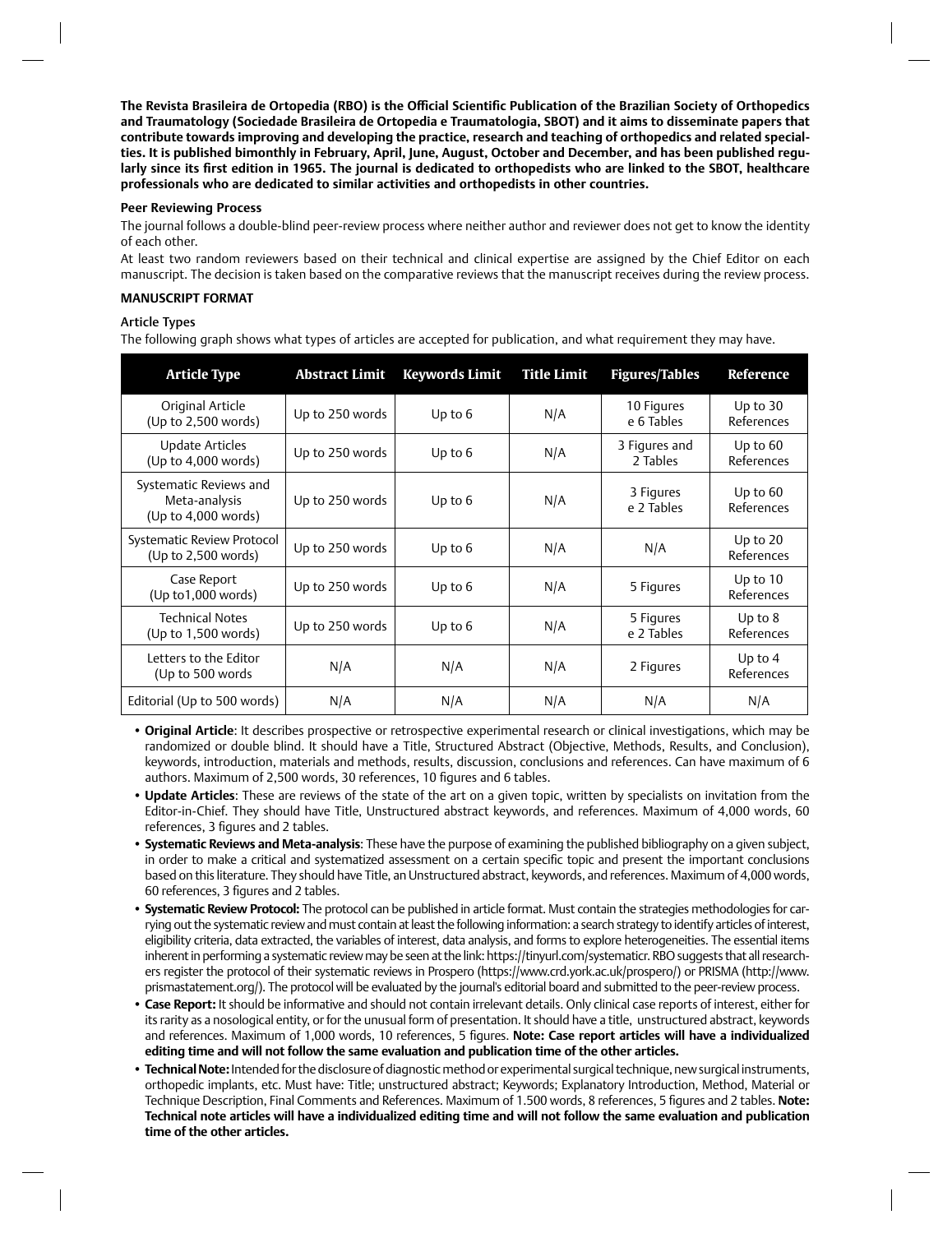**The Revista Brasileira de Ortopedia (RBO) is the Official Scientific Publication of the Brazilian Society of Orthopedics and Traumatology (Sociedade Brasileira de Ortopedia e Traumatologia, SBOT) and it aims to disseminate papers that contribute towards improving and developing the practice, research and teaching of orthopedics and related specialties. It is published bimonthly in February, April, June, August, October and December, and has been published regularly since its first edition in 1965. The journal is dedicated to orthopedists who are linked to the SBOT, healthcare professionals who are dedicated to similar activities and orthopedists in other countries.**

**Peer Reviewing Process**

The journal follows a double-blind peer-review process where neither author and reviewer does not get to know the identity of each other.

At least two random reviewers based on their technical and clinical expertise are assigned by the Chief Editor on each manuscript. The decision is taken based on the comparative reviews that the manuscript receives during the review process.

**MANUSCRIPT FORMAT**

**Article Types**

The following graph shows what types of articles are accepted for publication, and what requirement they may have.

| Article Type | Abstract Limit | Keywords Limit | Title Limit | Figures/Tables | Reference |
|---|---|---|---|---|---|
| Original Article (Up to 2,500 words) | Up to 250 words | Up to 6 | N/A | 10 Figures e 6 Tables | Up to 30 References |
| Update Articles (Up to 4,000 words) | Up to 250 words | Up to 6 | N/A | 3 Figures and 2 Tables | Up to 60 References |
| Systematic Reviews and Meta-analysis (Up to 4,000 words) | Up to 250 words | Up to 6 | N/A | 3 Figures e 2 Tables | Up to 60 References |
| Systematic Review Protocol (Up to 2,500 words) | Up to 250 words | Up to 6 | N/A | N/A | Up to 20 References |
| Case Report (Up to1,000 words) | Up to 250 words | Up to 6 | N/A | 5 Figures | Up to 10 References |
| Technical Notes (Up to 1,500 words) | Up to 250 words | Up to 6 | N/A | 5 Figures e 2 Tables | Up to 8 References |
| Letters to the Editor (Up to 500 words | N/A | N/A | N/A | 2 Figures | Up to 4 References |
| Editorial (Up to 500 words) | N/A | N/A | N/A | N/A | N/A |

- **Original Article**: It describes prospective or retrospective experimental research or clinical investigations, which may be randomized or double blind. It should have a Title, Structured Abstract (Objective, Methods, Results, and Conclusion), keywords, introduction, materials and methods, results, discussion, conclusions and references. Can have maximum of 6 authors. Maximum of 2,500 words, 30 references, 10 figures and 6 tables.
- **Update Articles**: These are reviews of the state of the art on a given topic, written by specialists on invitation from the Editor-in-Chief. They should have Title, Unstructured abstract keywords, and references. Maximum of 4,000 words, 60 references, 3 figures and 2 tables.
- **Systematic Reviews and Meta-analysis**: These have the purpose of examining the published bibliography on a given subject, in order to make a critical and systematized assessment on a certain specific topic and present the important conclusions based on this literature. They should have Title, an Unstructured abstract, keywords, and references. Maximum of 4,000 words, 60 references, 3 figures and 2 tables.
- **Systematic Review Protocol:** The protocol can be published in article format. Must contain the strategies methodologies for carrying out the systematic review and must contain at least the following information: a search strategy to identify articles of interest, eligibility criteria, data extracted, the variables of interest, data analysis, and forms to explore heterogeneities. The essential items inherent in performing a systematic review may be seen at the link: https://tinyurl.com/systematicr. RBO suggests that all researchers register the protocol of their systematic reviews in Prospero (https://www.crd.york.ac.uk/prospero/) or PRISMA (http://www.prismastatement.org/). The protocol will be evaluated by the journal's editorial board and submitted to the peer-review process.
- **Case Report:** It should be informative and should not contain irrelevant details. Only clinical case reports of interest, either for its rarity as a nosological entity, or for the unusual form of presentation. It should have a title, unstructured abstract, keywords and references. Maximum of 1,000 words, 10 references, 5 figures. **Note: Case report articles will have a individualized editing time and will not follow the same evaluation and publication time of the other articles.**
- **Technical Note:** Intended for the disclosure of diagnostic method or experimental surgical technique, new surgical instruments, orthopedic implants, etc. Must have: Title; unstructured abstract; Keywords; Explanatory Introduction, Method, Material or Technique Description, Final Comments and References. Maximum of 1.500 words, 8 references, 5 figures and 2 tables. **Note: Technical note articles will have a individualized editing time and will not follow the same evaluation and publication time of the other articles.**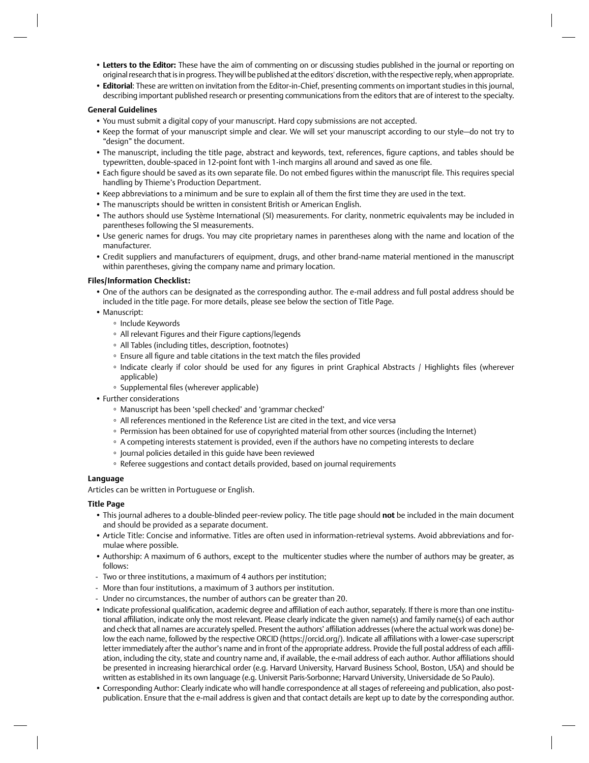- **Letters to the Editor:** These have the aim of commenting on or discussing studies published in the journal or reporting on original research that is in progress. They will be published at the editors' discretion, with the respective reply, when appropriate.
- **Editorial**: These are written on invitation from the Editor-in-Chief, presenting comments on important studies in this journal, describing important published research or presenting communications from the editors that are of interest to the specialty.

**General Guidelines**

- You must submit a digital copy of your manuscript. Hard copy submissions are not accepted.
- Keep the format of your manuscript simple and clear. We will set your manuscript according to our style—do not try to "design" the document.
- The manuscript, including the title page, abstract and keywords, text, references, figure captions, and tables should be typewritten, double-spaced in 12-point font with 1-inch margins all around and saved as one file.
- Each figure should be saved as its own separate file. Do not embed figures within the manuscript file. This requires special handling by Thieme's Production Department.
- Keep abbreviations to a minimum and be sure to explain all of them the first time they are used in the text.
- The manuscripts should be written in consistent British or American English.
- The authors should use Système International (SI) measurements. For clarity, nonmetric equivalents may be included in parentheses following the SI measurements.
- Use generic names for drugs. You may cite proprietary names in parentheses along with the name and location of the manufacturer.
- Credit suppliers and manufacturers of equipment, drugs, and other brand-name material mentioned in the manuscript within parentheses, giving the company name and primary location.

**Files/Information Checklist:**

- One of the authors can be designated as the corresponding author. The e-mail address and full postal address should be included in the title page. For more details, please see below the section of Title Page.
- Manuscript:
  - Include Keywords
  - All relevant Figures and their Figure captions/legends
  - All Tables (including titles, description, footnotes)
  - Ensure all figure and table citations in the text match the files provided
  - Indicate clearly if color should be used for any figures in print Graphical Abstracts / Highlights files (wherever applicable)
  - Supplemental files (wherever applicable)
- Further considerations
  - Manuscript has been 'spell checked' and 'grammar checked'
  - All references mentioned in the Reference List are cited in the text, and vice versa
  - Permission has been obtained for use of copyrighted material from other sources (including the Internet)
  - A competing interests statement is provided, even if the authors have no competing interests to declare
  - Journal policies detailed in this guide have been reviewed
  - Referee suggestions and contact details provided, based on journal requirements

**Language**

Articles can be written in Portuguese or English.

**Title Page**

- This journal adheres to a double-blinded peer-review policy. The title page should **not** be included in the main document and should be provided as a separate document.
- Article Title: Concise and informative. Titles are often used in information-retrieval systems. Avoid abbreviations and formulae where possible.
- Authorship: A maximum of 6 authors, except to the multicenter studies where the number of authors may be greater, as follows:
  - Two or three institutions, a maximum of 4 authors per institution;
  - More than four institutions, a maximum of 3 authors per institution.
  - Under no circumstances, the number of authors can be greater than 20.
- Indicate professional qualification, academic degree and affiliation of each author, separately. If there is more than one institutional affiliation, indicate only the most relevant. Please clearly indicate the given name(s) and family name(s) of each author and check that all names are accurately spelled. Present the authors' affiliation addresses (where the actual work was done) below the each name, followed by the respective ORCID (https://orcid.org/). Indicate all affiliations with a lower-case superscript letter immediately after the author's name and in front of the appropriate address. Provide the full postal address of each affiliation, including the city, state and country name and, if available, the e-mail address of each author. Author affiliations should be presented in increasing hierarchical order (e.g. Harvard University, Harvard Business School, Boston, USA) and should be written as established in its own language (e.g. Universit Paris-Sorbonne; Harvard University, Universidade de So Paulo).
- Corresponding Author: Clearly indicate who will handle correspondence at all stages of refereeing and publication, also post-publication. Ensure that the e-mail address is given and that contact details are kept up to date by the corresponding author.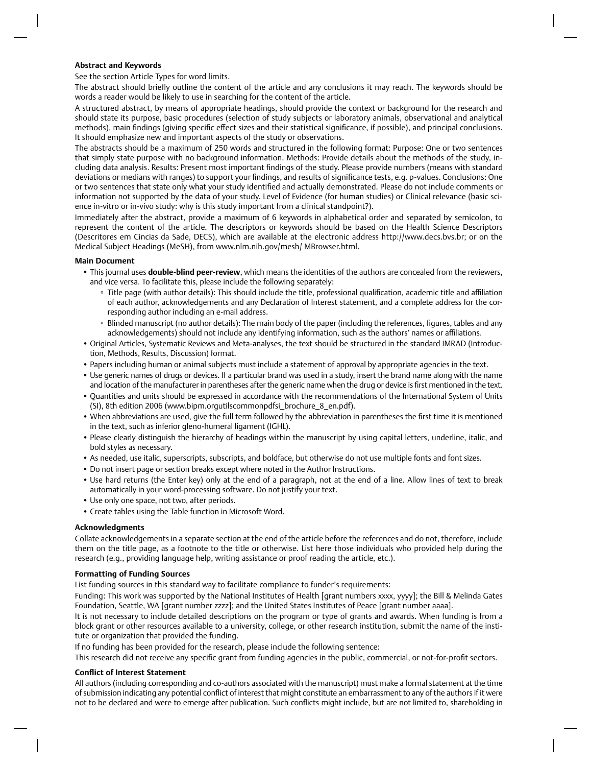**Abstract and Keywords**

See the section Article Types for word limits.

The abstract should briefly outline the content of the article and any conclusions it may reach. The keywords should be words a reader would be likely to use in searching for the content of the article.

A structured abstract, by means of appropriate headings, should provide the context or background for the research and should state its purpose, basic procedures (selection of study subjects or laboratory animals, observational and analytical methods), main findings (giving specific effect sizes and their statistical significance, if possible), and principal conclusions. It should emphasize new and important aspects of the study or observations.

The abstracts should be a maximum of 250 words and structured in the following format: Purpose: One or two sentences that simply state purpose with no background information. Methods: Provide details about the methods of the study, including data analysis. Results: Present most important findings of the study. Please provide numbers (means with standard deviations or medians with ranges) to support your findings, and results of significance tests, e.g. p-values. Conclusions: One or two sentences that state only what your study identified and actually demonstrated. Please do not include comments or information not supported by the data of your study. Level of Evidence (for human studies) or Clinical relevance (basic science in-vitro or in-vivo study: why is this study important from a clinical standpoint?).

Immediately after the abstract, provide a maximum of 6 keywords in alphabetical order and separated by semicolon, to represent the content of the article. The descriptors or keywords should be based on the Health Science Descriptors (Descritores em Cincias da Sade, DECS), which are available at the electronic address http://www.decs.bvs.br; or on the Medical Subject Headings (MeSH), from www.nlm.nih.gov/mesh/ MBrowser.html.

**Main Document**

- This journal uses **double-blind peer-review**, which means the identities of the authors are concealed from the reviewers, and vice versa. To facilitate this, please include the following separately:
  - Title page (with author details): This should include the title, professional qualification, academic title and affiliation of each author, acknowledgements and any Declaration of Interest statement, and a complete address for the corresponding author including an e-mail address.
  - Blinded manuscript (no author details): The main body of the paper (including the references, figures, tables and any acknowledgements) should not include any identifying information, such as the authors' names or affiliations.
- Original Articles, Systematic Reviews and Meta-analyses, the text should be structured in the standard IMRAD (Introduction, Methods, Results, Discussion) format.
- Papers including human or animal subjects must include a statement of approval by appropriate agencies in the text.
- Use generic names of drugs or devices. If a particular brand was used in a study, insert the brand name along with the name and location of the manufacturer in parentheses after the generic name when the drug or device is first mentioned in the text.
- Quantities and units should be expressed in accordance with the recommendations of the International System of Units (SI), 8th edition 2006 (www.bipm.orgutilscommonpdfsi_brochure_8_en.pdf).
- When abbreviations are used, give the full term followed by the abbreviation in parentheses the first time it is mentioned in the text, such as inferior gleno-humeral ligament (IGHL).
- Please clearly distinguish the hierarchy of headings within the manuscript by using capital letters, underline, italic, and bold styles as necessary.
- As needed, use italic, superscripts, subscripts, and boldface, but otherwise do not use multiple fonts and font sizes.
- Do not insert page or section breaks except where noted in the Author Instructions.
- Use hard returns (the Enter key) only at the end of a paragraph, not at the end of a line. Allow lines of text to break automatically in your word-processing software. Do not justify your text.
- Use only one space, not two, after periods.
- Create tables using the Table function in Microsoft Word.

**Acknowledgments**

Collate acknowledgements in a separate section at the end of the article before the references and do not, therefore, include them on the title page, as a footnote to the title or otherwise. List here those individuals who provided help during the research (e.g., providing language help, writing assistance or proof reading the article, etc.).

**Formatting of Funding Sources**

List funding sources in this standard way to facilitate compliance to funder's requirements:

Funding: This work was supported by the National Institutes of Health [grant numbers xxxx, yyyy]; the Bill & Melinda Gates Foundation, Seattle, WA [grant number zzzz]; and the United States Institutes of Peace [grant number aaaa].

It is not necessary to include detailed descriptions on the program or type of grants and awards. When funding is from a block grant or other resources available to a university, college, or other research institution, submit the name of the institute or organization that provided the funding.

If no funding has been provided for the research, please include the following sentence:

This research did not receive any specific grant from funding agencies in the public, commercial, or not-for-profit sectors.

**Conflict of Interest Statement**

All authors (including corresponding and co-authors associated with the manuscript) must make a formal statement at the time of submission indicating any potential conflict of interest that might constitute an embarrassment to any of the authors if it were not to be declared and were to emerge after publication. Such conflicts might include, but are not limited to, shareholding in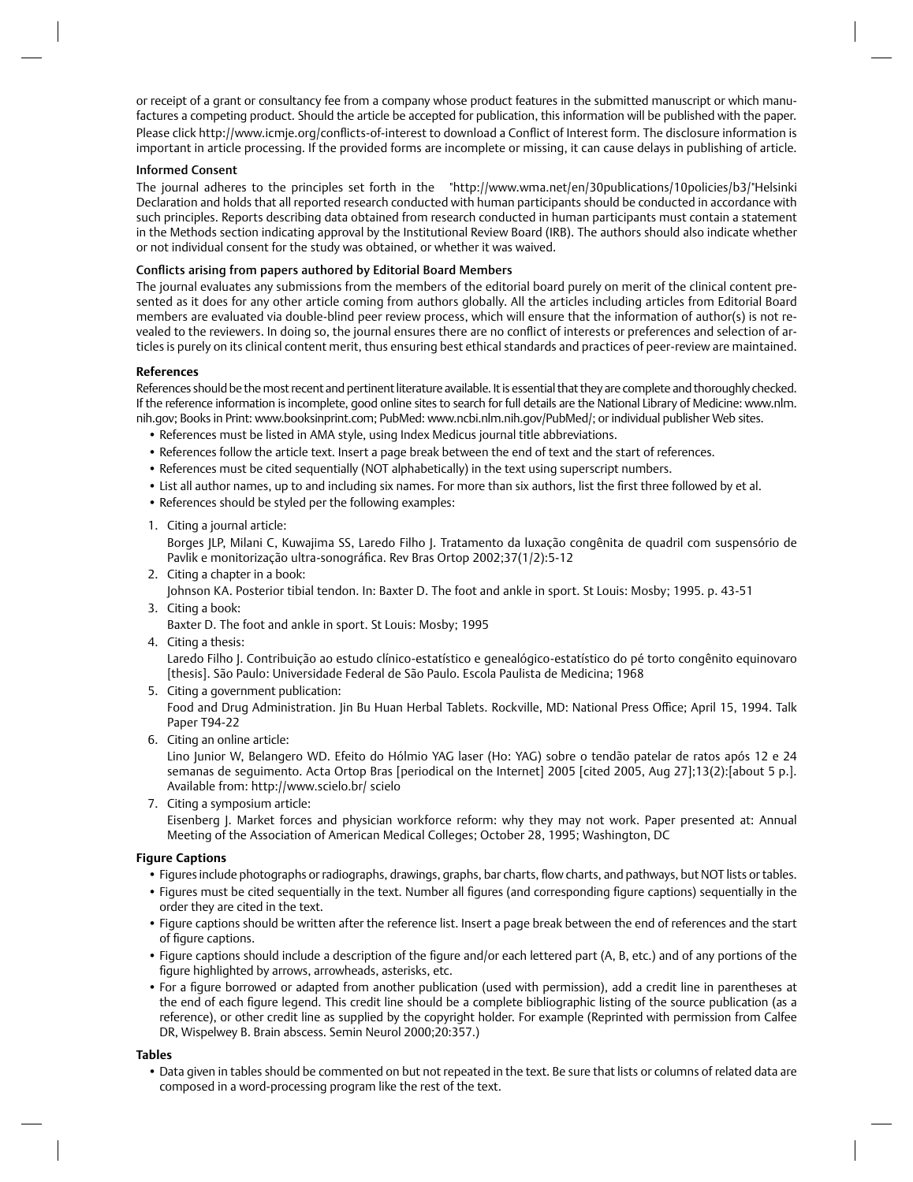or receipt of a grant or consultancy fee from a company whose product features in the submitted manuscript or which manufactures a competing product. Should the article be accepted for publication, this information will be published with the paper. Please click http://www.icmje.org/conflicts-of-interest to download a Conflict of Interest form. The disclosure information is important in article processing. If the provided forms are incomplete or missing, it can cause delays in publishing of article.

### Informed Consent

The journal adheres to the principles set forth in the "http://www.wma.net/en/30publications/10policies/b3/"Helsinki Declaration and holds that all reported research conducted with human participants should be conducted in accordance with such principles. Reports describing data obtained from research conducted in human participants must contain a statement in the Methods section indicating approval by the Institutional Review Board (IRB). The authors should also indicate whether or not individual consent for the study was obtained, or whether it was waived.

### Conflicts arising from papers authored by Editorial Board Members

The journal evaluates any submissions from the members of the editorial board purely on merit of the clinical content presented as it does for any other article coming from authors globally. All the articles including articles from Editorial Board members are evaluated via double-blind peer review process, which will ensure that the information of author(s) is not revealed to the reviewers. In doing so, the journal ensures there are no conflict of interests or preferences and selection of articles is purely on its clinical content merit, thus ensuring best ethical standards and practices of peer-review are maintained.

### References

References should be the most recent and pertinent literature available. It is essential that they are complete and thoroughly checked. If the reference information is incomplete, good online sites to search for full details are the National Library of Medicine: www.nlm.nih.gov; Books in Print: www.booksinprint.com; PubMed: www.ncbi.nlm.nih.gov/PubMed/; or individual publisher Web sites.

- References must be listed in AMA style, using Index Medicus journal title abbreviations.
- References follow the article text. Insert a page break between the end of text and the start of references.
- References must be cited sequentially (NOT alphabetically) in the text using superscript numbers.
- List all author names, up to and including six names. For more than six authors, list the first three followed by et al.
- References should be styled per the following examples:

1. Citing a journal article:
   Borges JLP, Milani C, Kuwajima SS, Laredo Filho J. Tratamento da luxação congênita de quadril com suspensório de Pavlik e monitorização ultra-sonográfica. Rev Bras Ortop 2002;37(1/2):5-12
2. Citing a chapter in a book:
   Johnson KA. Posterior tibial tendon. In: Baxter D. The foot and ankle in sport. St Louis: Mosby; 1995. p. 43-51
3. Citing a book:
   Baxter D. The foot and ankle in sport. St Louis: Mosby; 1995
4. Citing a thesis:
   Laredo Filho J. Contribuição ao estudo clínico-estatístico e genealógico-estatístico do pé torto congênito equinovaro [thesis]. São Paulo: Universidade Federal de São Paulo. Escola Paulista de Medicina; 1968
5. Citing a government publication:
   Food and Drug Administration. Jin Bu Huan Herbal Tablets. Rockville, MD: National Press Office; April 15, 1994. Talk Paper T94-22
6. Citing an online article:
   Lino Junior W, Belangero WD. Efeito do Hólmio YAG laser (Ho: YAG) sobre o tendão patelar de ratos após 12 e 24 semanas de seguimento. Acta Ortop Bras [periodical on the Internet] 2005 [cited 2005, Aug 27];13(2):[about 5 p.]. Available from: http://www.scielo.br/ scielo
7. Citing a symposium article:
   Eisenberg J. Market forces and physician workforce reform: why they may not work. Paper presented at: Annual Meeting of the Association of American Medical Colleges; October 28, 1995; Washington, DC

### Figure Captions

- Figures include photographs or radiographs, drawings, graphs, bar charts, flow charts, and pathways, but NOT lists or tables.
- Figures must be cited sequentially in the text. Number all figures (and corresponding figure captions) sequentially in the order they are cited in the text.
- Figure captions should be written after the reference list. Insert a page break between the end of references and the start of figure captions.
- Figure captions should include a description of the figure and/or each lettered part (A, B, etc.) and of any portions of the figure highlighted by arrows, arrowheads, asterisks, etc.
- For a figure borrowed or adapted from another publication (used with permission), add a credit line in parentheses at the end of each figure legend. This credit line should be a complete bibliographic listing of the source publication (as a reference), or other credit line as supplied by the copyright holder. For example (Reprinted with permission from Calfee DR, Wispelwey B. Brain abscess. Semin Neurol 2000;20:357.)

### Tables

- Data given in tables should be commented on but not repeated in the text. Be sure that lists or columns of related data are composed in a word-processing program like the rest of the text.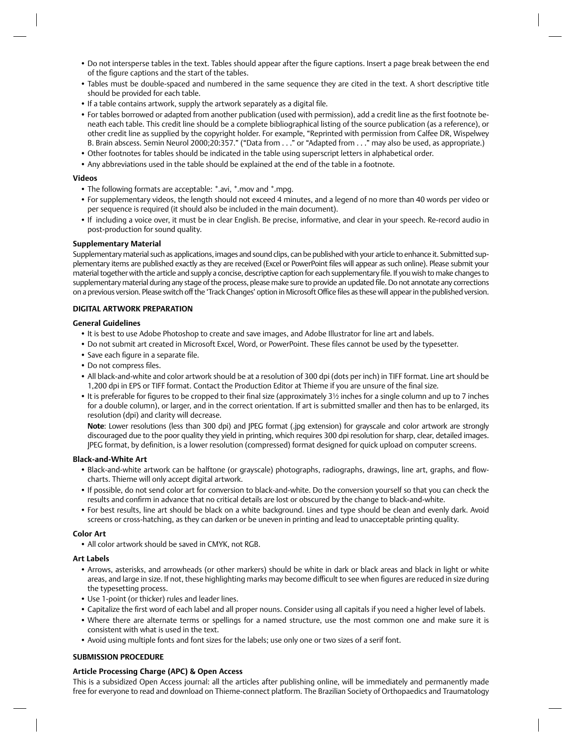- Do not intersperse tables in the text. Tables should appear after the figure captions. Insert a page break between the end of the figure captions and the start of the tables.
- Tables must be double-spaced and numbered in the same sequence they are cited in the text. A short descriptive title should be provided for each table.
- If a table contains artwork, supply the artwork separately as a digital file.
- For tables borrowed or adapted from another publication (used with permission), add a credit line as the first footnote beneath each table. This credit line should be a complete bibliographical listing of the source publication (as a reference), or other credit line as supplied by the copyright holder. For example, "Reprinted with permission from Calfee DR, Wispelwey B. Brain abscess. Semin Neurol 2000;20:357." ("Data from . . ." or "Adapted from . . ." may also be used, as appropriate.)
- Other footnotes for tables should be indicated in the table using superscript letters in alphabetical order.
- Any abbreviations used in the table should be explained at the end of the table in a footnote.

**Videos**

- The following formats are acceptable: *.avi, *.mov and *.mpg.
- For supplementary videos, the length should not exceed 4 minutes, and a legend of no more than 40 words per video or per sequence is required (it should also be included in the main document).
- If including a voice over, it must be in clear English. Be precise, informative, and clear in your speech. Re-record audio in post-production for sound quality.

**Supplementary Material**

Supplementary material such as applications, images and sound clips, can be published with your article to enhance it. Submitted supplementary items are published exactly as they are received (Excel or PowerPoint files will appear as such online). Please submit your material together with the article and supply a concise, descriptive caption for each supplementary file. If you wish to make changes to supplementary material during any stage of the process, please make sure to provide an updated file. Do not annotate any corrections on a previous version. Please switch off the 'Track Changes' option in Microsoft Office files as these will appear in the published version.

## DIGITAL ARTWORK PREPARATION

**General Guidelines**

- It is best to use Adobe Photoshop to create and save images, and Adobe Illustrator for line art and labels.
- Do not submit art created in Microsoft Excel, Word, or PowerPoint. These files cannot be used by the typesetter.
- Save each figure in a separate file.
- Do not compress files.
- All black-and-white and color artwork should be at a resolution of 300 dpi (dots per inch) in TIFF format. Line art should be 1,200 dpi in EPS or TIFF format. Contact the Production Editor at Thieme if you are unsure of the final size.
- It is preferable for figures to be cropped to their final size (approximately 3½ inches for a single column and up to 7 inches for a double column), or larger, and in the correct orientation. If art is submitted smaller and then has to be enlarged, its resolution (dpi) and clarity will decrease.

  **Note**: Lower resolutions (less than 300 dpi) and JPEG format (.jpg extension) for grayscale and color artwork are strongly discouraged due to the poor quality they yield in printing, which requires 300 dpi resolution for sharp, clear, detailed images. JPEG format, by definition, is a lower resolution (compressed) format designed for quick upload on computer screens.

**Black-and-White Art**

- Black-and-white artwork can be halftone (or grayscale) photographs, radiographs, drawings, line art, graphs, and flowcharts. Thieme will only accept digital artwork.
- If possible, do not send color art for conversion to black-and-white. Do the conversion yourself so that you can check the results and confirm in advance that no critical details are lost or obscured by the change to black-and-white.
- For best results, line art should be black on a white background. Lines and type should be clean and evenly dark. Avoid screens or cross-hatching, as they can darken or be uneven in printing and lead to unacceptable printing quality.

**Color Art**

- All color artwork should be saved in CMYK, not RGB.

**Art Labels**

- Arrows, asterisks, and arrowheads (or other markers) should be white in dark or black areas and black in light or white areas, and large in size. If not, these highlighting marks may become difficult to see when figures are reduced in size during the typesetting process.
- Use 1-point (or thicker) rules and leader lines.
- Capitalize the first word of each label and all proper nouns. Consider using all capitals if you need a higher level of labels.
- Where there are alternate terms or spellings for a named structure, use the most common one and make sure it is consistent with what is used in the text.
- Avoid using multiple fonts and font sizes for the labels; use only one or two sizes of a serif font.

## SUBMISSION PROCEDURE

**Article Processing Charge (APC) & Open Access**

This is a subsidized Open Access journal: all the articles after publishing online, will be immediately and permanently made free for everyone to read and download on Thieme-connect platform. The Brazilian Society of Orthopaedics and Traumatology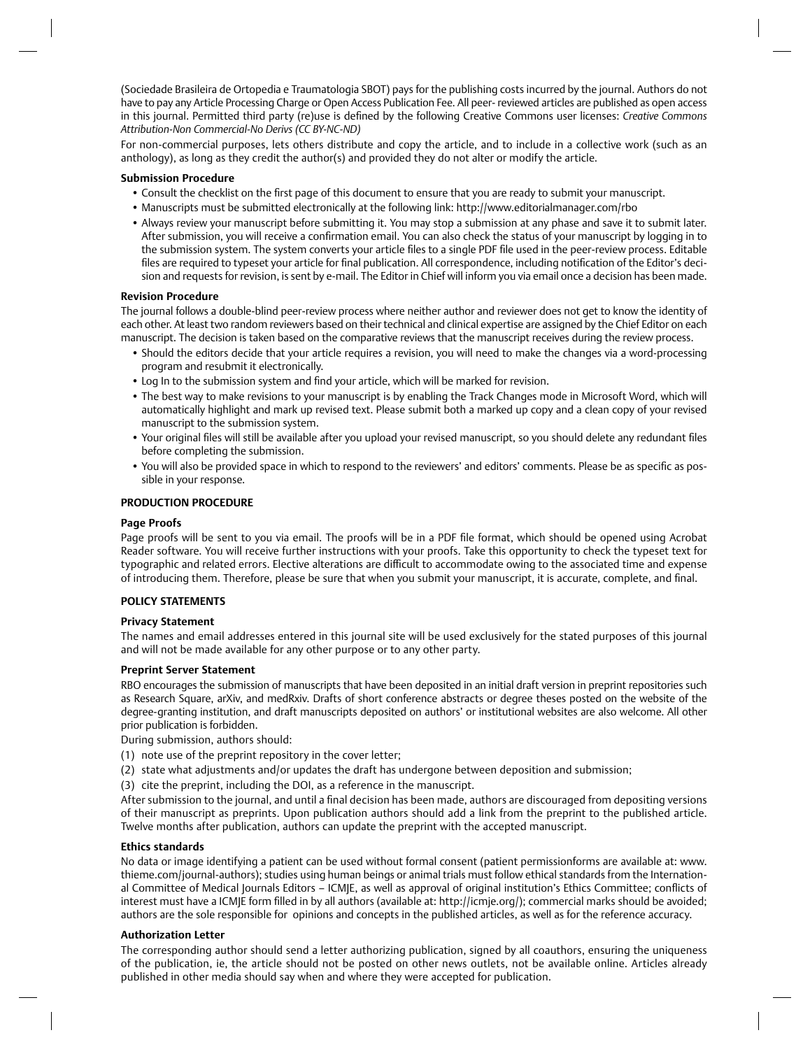(Sociedade Brasileira de Ortopedia e Traumatologia SBOT) pays for the publishing costs incurred by the journal. Authors do not have to pay any Article Processing Charge or Open Access Publication Fee. All peer- reviewed articles are published as open access in this journal. Permitted third party (re)use is defined by the following Creative Commons user licenses: *Creative Commons Attribution-Non Commercial-No Derivs (CC BY-NC-ND)*

For non-commercial purposes, lets others distribute and copy the article, and to include in a collective work (such as an anthology), as long as they credit the author(s) and provided they do not alter or modify the article.

**Submission Procedure**

- Consult the checklist on the first page of this document to ensure that you are ready to submit your manuscript.
- Manuscripts must be submitted electronically at the following link: http://www.editorialmanager.com/rbo
- Always review your manuscript before submitting it. You may stop a submission at any phase and save it to submit later. After submission, you will receive a confirmation email. You can also check the status of your manuscript by logging in to the submission system. The system converts your article files to a single PDF file used in the peer-review process. Editable files are required to typeset your article for final publication. All correspondence, including notification of the Editor's decision and requests for revision, is sent by e-mail. The Editor in Chief will inform you via email once a decision has been made.

**Revision Procedure**

The journal follows a double-blind peer-review process where neither author and reviewer does not get to know the identity of each other. At least two random reviewers based on their technical and clinical expertise are assigned by the Chief Editor on each manuscript. The decision is taken based on the comparative reviews that the manuscript receives during the review process.

- Should the editors decide that your article requires a revision, you will need to make the changes via a word-processing program and resubmit it electronically.
- Log In to the submission system and find your article, which will be marked for revision.
- The best way to make revisions to your manuscript is by enabling the Track Changes mode in Microsoft Word, which will automatically highlight and mark up revised text. Please submit both a marked up copy and a clean copy of your revised manuscript to the submission system.
- Your original files will still be available after you upload your revised manuscript, so you should delete any redundant files before completing the submission.
- You will also be provided space in which to respond to the reviewers' and editors' comments. Please be as specific as possible in your response.

**PRODUCTION PROCEDURE**

**Page Proofs**

Page proofs will be sent to you via email. The proofs will be in a PDF file format, which should be opened using Acrobat Reader software. You will receive further instructions with your proofs. Take this opportunity to check the typeset text for typographic and related errors. Elective alterations are difficult to accommodate owing to the associated time and expense of introducing them. Therefore, please be sure that when you submit your manuscript, it is accurate, complete, and final.

**POLICY STATEMENTS**

**Privacy Statement**

The names and email addresses entered in this journal site will be used exclusively for the stated purposes of this journal and will not be made available for any other purpose or to any other party.

**Preprint Server Statement**

RBO encourages the submission of manuscripts that have been deposited in an initial draft version in preprint repositories such as Research Square, arXiv, and medRxiv. Drafts of short conference abstracts or degree theses posted on the website of the degree-granting institution, and draft manuscripts deposited on authors' or institutional websites are also welcome. All other prior publication is forbidden.

During submission, authors should:

(1) note use of the preprint repository in the cover letter;
(2) state what adjustments and/or updates the draft has undergone between deposition and submission;
(3) cite the preprint, including the DOI, as a reference in the manuscript.

After submission to the journal, and until a final decision has been made, authors are discouraged from depositing versions of their manuscript as preprints. Upon publication authors should add a link from the preprint to the published article. Twelve months after publication, authors can update the preprint with the accepted manuscript.

**Ethics standards**

No data or image identifying a patient can be used without formal consent (patient permissionforms are available at: www.thieme.com/journal-authors); studies using human beings or animal trials must follow ethical standards from the International Committee of Medical Journals Editors – ICMJE, as well as approval of original institution's Ethics Committee; conflicts of interest must have a ICMJE form filled in by all authors (available at: http://icmje.org/); commercial marks should be avoided; authors are the sole responsible for opinions and concepts in the published articles, as well as for the reference accuracy.

**Authorization Letter**

The corresponding author should send a letter authorizing publication, signed by all coauthors, ensuring the uniqueness of the publication, ie, the article should not be posted on other news outlets, not be available online. Articles already published in other media should say when and where they were accepted for publication.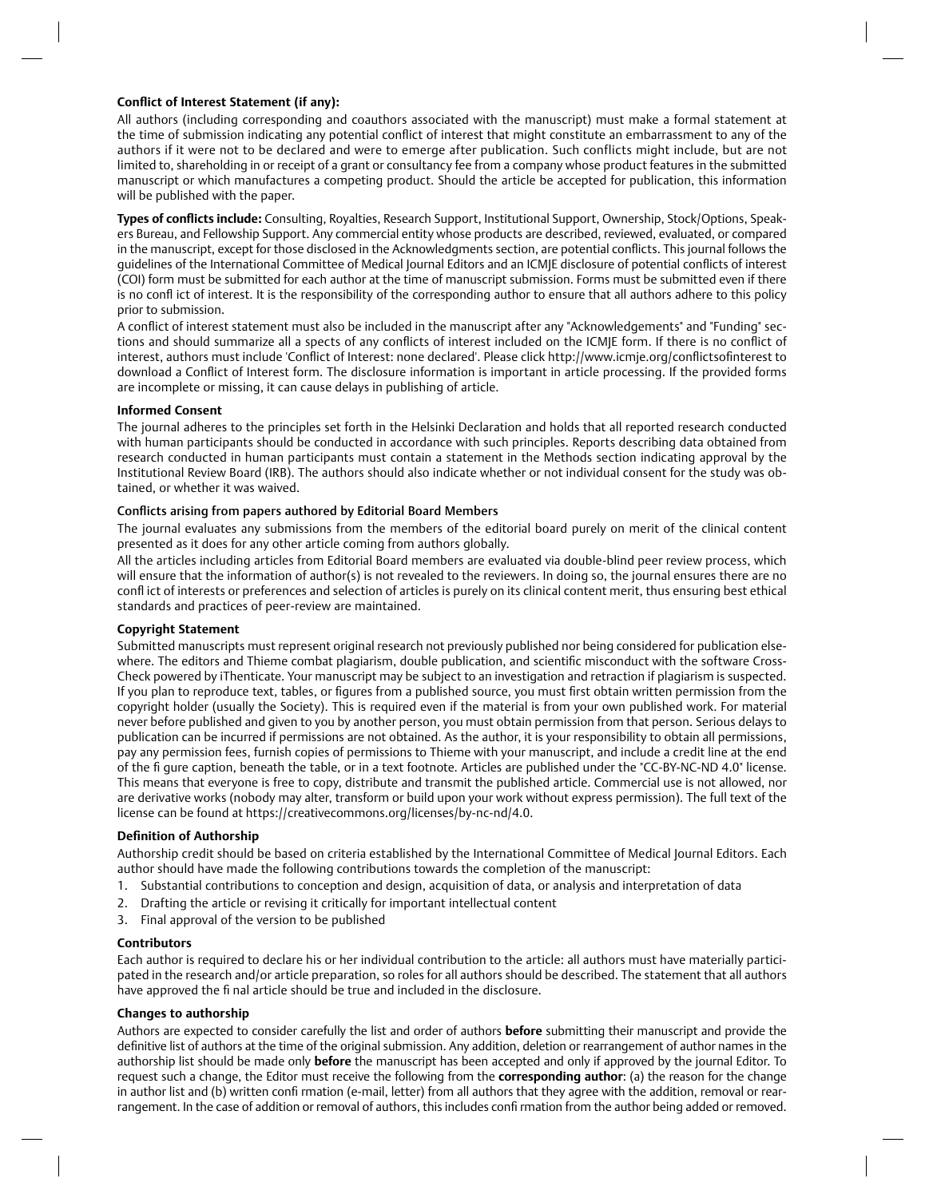**Conflict of Interest Statement (if any):**

All authors (including corresponding and coauthors associated with the manuscript) must make a formal statement at the time of submission indicating any potential conflict of interest that might constitute an embarrassment to any of the authors if it were not to be declared and were to emerge after publication. Such conflicts might include, but are not limited to, shareholding in or receipt of a grant or consultancy fee from a company whose product features in the submitted manuscript or which manufactures a competing product. Should the article be accepted for publication, this information will be published with the paper.

**Types of conflicts include:** Consulting, Royalties, Research Support, Institutional Support, Ownership, Stock/Options, Speakers Bureau, and Fellowship Support. Any commercial entity whose products are described, reviewed, evaluated, or compared in the manuscript, except for those disclosed in the Acknowledgments section, are potential conflicts. This journal follows the guidelines of the International Committee of Medical Journal Editors and an ICMJE disclosure of potential conflicts of interest (COI) form must be submitted for each author at the time of manuscript submission. Forms must be submitted even if there is no confl ict of interest. It is the responsibility of the corresponding author to ensure that all authors adhere to this policy prior to submission.

A conflict of interest statement must also be included in the manuscript after any "Acknowledgements" and "Funding" sections and should summarize all a spects of any conflicts of interest included on the ICMJE form. If there is no conflict of interest, authors must include 'Conflict of Interest: none declared'. Please click http://www.icmje.org/conflictsofinterest to download a Conflict of Interest form. The disclosure information is important in article processing. If the provided forms are incomplete or missing, it can cause delays in publishing of article.

**Informed Consent**

The journal adheres to the principles set forth in the Helsinki Declaration and holds that all reported research conducted with human participants should be conducted in accordance with such principles. Reports describing data obtained from research conducted in human participants must contain a statement in the Methods section indicating approval by the Institutional Review Board (IRB). The authors should also indicate whether or not individual consent for the study was obtained, or whether it was waived.

**Conflicts arising from papers authored by Editorial Board Members**

The journal evaluates any submissions from the members of the editorial board purely on merit of the clinical content presented as it does for any other article coming from authors globally.

All the articles including articles from Editorial Board members are evaluated via double-blind peer review process, which will ensure that the information of author(s) is not revealed to the reviewers. In doing so, the journal ensures there are no confl ict of interests or preferences and selection of articles is purely on its clinical content merit, thus ensuring best ethical standards and practices of peer-review are maintained.

**Copyright Statement**

Submitted manuscripts must represent original research not previously published nor being considered for publication elsewhere. The editors and Thieme combat plagiarism, double publication, and scientific misconduct with the software Cross-Check powered by iThenticate. Your manuscript may be subject to an investigation and retraction if plagiarism is suspected. If you plan to reproduce text, tables, or figures from a published source, you must first obtain written permission from the copyright holder (usually the Society). This is required even if the material is from your own published work. For material never before published and given to you by another person, you must obtain permission from that person. Serious delays to publication can be incurred if permissions are not obtained. As the author, it is your responsibility to obtain all permissions, pay any permission fees, furnish copies of permissions to Thieme with your manuscript, and include a credit line at the end of the fi gure caption, beneath the table, or in a text footnote. Articles are published under the "CC-BY-NC-ND 4.0" license. This means that everyone is free to copy, distribute and transmit the published article. Commercial use is not allowed, nor are derivative works (nobody may alter, transform or build upon your work without express permission). The full text of the license can be found at https://creativecommons.org/licenses/by-nc-nd/4.0.

**Definition of Authorship**

Authorship credit should be based on criteria established by the International Committee of Medical Journal Editors. Each author should have made the following contributions towards the completion of the manuscript:

1. Substantial contributions to conception and design, acquisition of data, or analysis and interpretation of data
2. Drafting the article or revising it critically for important intellectual content
3. Final approval of the version to be published

**Contributors**

Each author is required to declare his or her individual contribution to the article: all authors must have materially participated in the research and/or article preparation, so roles for all authors should be described. The statement that all authors have approved the fi nal article should be true and included in the disclosure.

**Changes to authorship**

Authors are expected to consider carefully the list and order of authors **before** submitting their manuscript and provide the definitive list of authors at the time of the original submission. Any addition, deletion or rearrangement of author names in the authorship list should be made only **before** the manuscript has been accepted and only if approved by the journal Editor. To request such a change, the Editor must receive the following from the **corresponding author**: (a) the reason for the change in author list and (b) written confi rmation (e-mail, letter) from all authors that they agree with the addition, removal or rearrangement. In the case of addition or removal of authors, this includes confi rmation from the author being added or removed.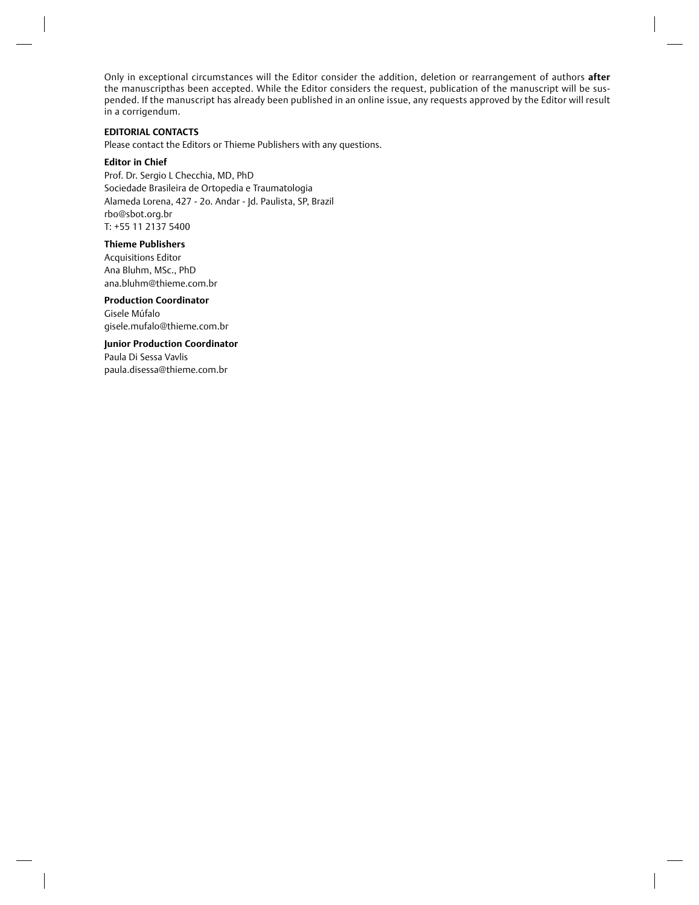Only in exceptional circumstances will the Editor consider the addition, deletion or rearrangement of authors **after** the manuscripthas been accepted. While the Editor considers the request, publication of the manuscript will be suspended. If the manuscript has already been published in an online issue, any requests approved by the Editor will result in a corrigendum.

**EDITORIAL CONTACTS**

Please contact the Editors or Thieme Publishers with any questions.

**Editor in Chief**

Prof. Dr. Sergio L Checchia, MD, PhD
Sociedade Brasileira de Ortopedia e Traumatologia
Alameda Lorena, 427 - 2o. Andar - Jd. Paulista, SP, Brazil
rbo@sbot.org.br
T: +55 11 2137 5400

**Thieme Publishers**

Acquisitions Editor
Ana Bluhm, MSc., PhD
ana.bluhm@thieme.com.br

**Production Coordinator**

Gisele Múfalo
gisele.mufalo@thieme.com.br

**Junior Production Coordinator**

Paula Di Sessa Vavlis
paula.disessa@thieme.com.br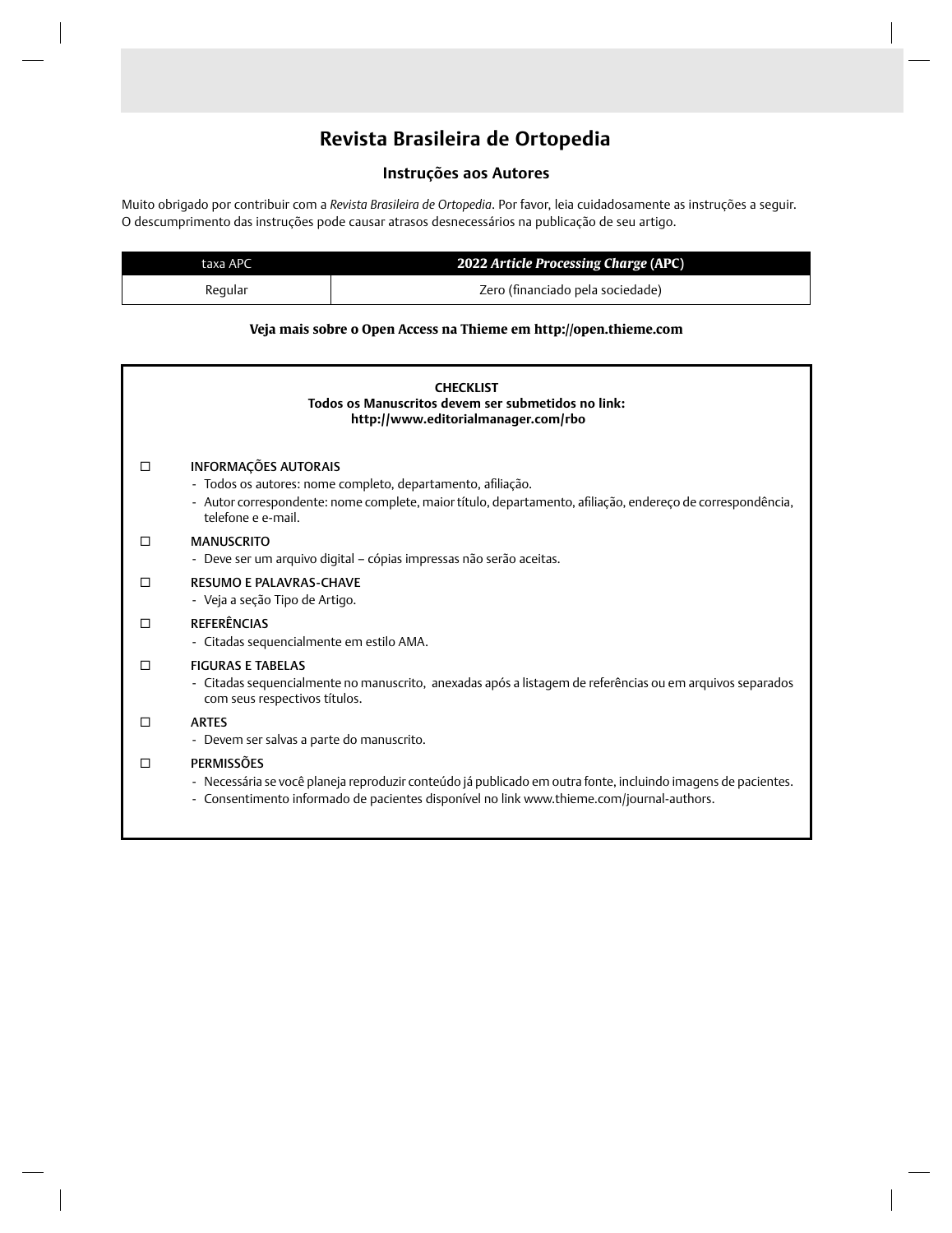# Revista Brasileira de Ortopedia

## Instruções aos Autores

Muito obrigado por contribuir com a *Revista Brasileira de Ortopedia*. Por favor, leia cuidadosamente as instruções a seguir. O descumprimento das instruções pode causar atrasos desnecessários na publicação de seu artigo.

| taxa APC | **2022 *Article Processing Charge* (APC)** |
|---|---|
| Regular | Zero (financiado pela sociedade) |

**Veja mais sobre o Open Access na Thieme em http://open.thieme.com**

**CHECKLIST**
**Todos os Manuscritos devem ser submetidos no link:**
**http://www.editorialmanager.com/rbo**

☐ INFORMAÇÕES AUTORAIS
- Todos os autores: nome completo, departamento, afiliação.
- Autor correspondente: nome complete, maior título, departamento, afiliação, endereço de correspondência, telefone e e-mail.

☐ MANUSCRITO
- Deve ser um arquivo digital – cópias impressas não serão aceitas.

☐ RESUMO E PALAVRAS-CHAVE
- Veja a seção Tipo de Artigo.

☐ REFERÊNCIAS
- Citadas sequencialmente em estilo AMA.

☐ FIGURAS E TABELAS
- Citadas sequencialmente no manuscrito, anexadas após a listagem de referências ou em arquivos separados com seus respectivos títulos.

☐ ARTES
- Devem ser salvas a parte do manuscrito.

☐ PERMISSÕES
- Necessária se você planeja reproduzir conteúdo já publicado em outra fonte, incluindo imagens de pacientes.
- Consentimento informado de pacientes disponível no link www.thieme.com/journal-authors.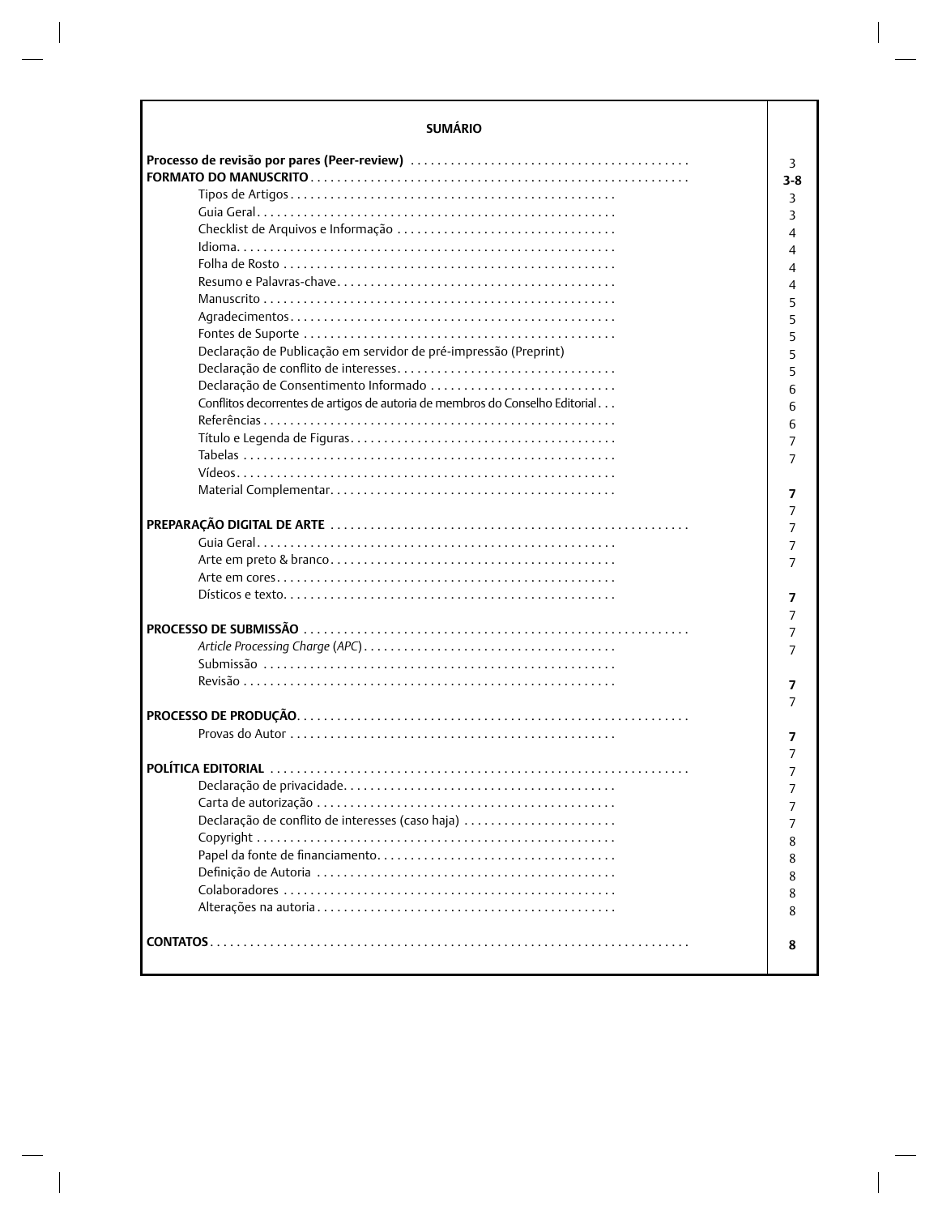## SUMÁRIO

| | |
|---|---|
| **Processo de revisão por pares (Peer-review)** | 3 |
| **FORMATO DO MANUSCRITO** | **3-8** |
| Tipos de Artigos | 3 |
| Guia Geral | 3 |
| Checklist de Arquivos e Informação | 4 |
| Idioma | 4 |
| Folha de Rosto | 4 |
| Resumo e Palavras-chave | 4 |
| Manuscrito | 5 |
| Agradecimentos | 5 |
| Fontes de Suporte | 5 |
| Declaração de Publicação em servidor de pré-impressão (Preprint) | 5 |
| Declaração de conflito de interesses | 5 |
| Declaração de Consentimento Informado | 6 |
| Conflitos decorrentes de artigos de autoria de membros do Conselho Editorial | 6 |
| Referências | 6 |
| Título e Legenda de Figuras | 7 |
| Tabelas | 7 |
| Vídeos | |
| Material Complementar | **7** |
| | 7 |
| **PREPARAÇÃO DIGITAL DE ARTE** | 7 |
| Guia Geral | 7 |
| Arte em preto & branco | 7 |
| Arte em cores | |
| Dísticos e texto | **7** |
| | 7 |
| **PROCESSO DE SUBMISSÃO** | 7 |
| *Article Processing Charge* (*APC*) | 7 |
| Submissão | |
| Revisão | **7** |
| | 7 |
| **PROCESSO DE PRODUÇÃO** | |
| Provas do Autor | **7** |
| | 7 |
| **POLÍTICA EDITORIAL** | 7 |
| Declaração de privacidade | 7 |
| Carta de autorização | 7 |
| Declaração de conflito de interesses (caso haja) | 7 |
| Copyright | 8 |
| Papel da fonte de financiamento | 8 |
| Definição de Autoria | 8 |
| Colaboradores | 8 |
| Alterações na autoria | 8 |
| **CONTATOS** | **8** |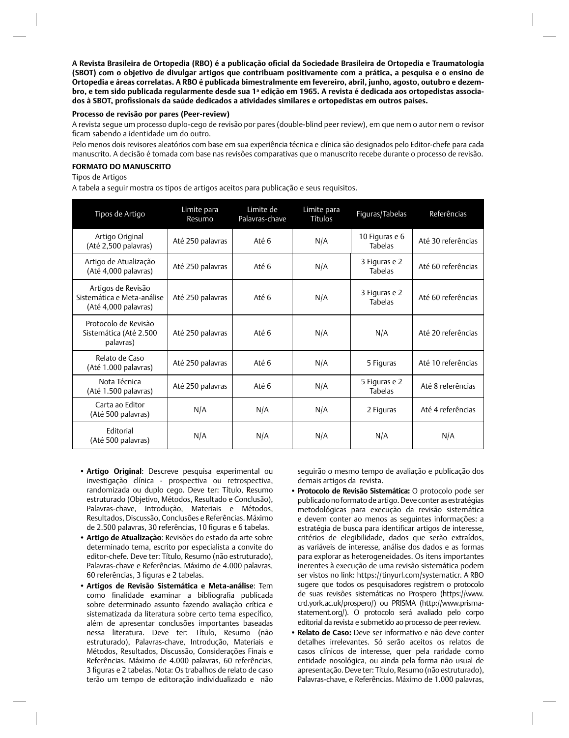**A Revista Brasileira de Ortopedia (RBO) é a publicação oficial da Sociedade Brasileira de Ortopedia e Traumatologia (SBOT) com o objetivo de divulgar artigos que contribuam positivamente com a prática, a pesquisa e o ensino de Ortopedia e áreas correlatas. A RBO é publicada bimestralmente em fevereiro, abril, junho, agosto, outubro e dezembro, e tem sido publicada regularmente desde sua 1ª edição em 1965. A revista é dedicada aos ortopedistas associados à SBOT, profissionais da saúde dedicados a atividades similares e ortopedistas em outros países.**

**Processo de revisão por pares (Peer-review)**

A revista segue um processo duplo-cego de revisão por pares (double-blind peer review), em que nem o autor nem o revisor ficam sabendo a identidade um do outro.

Pelo menos dois revisores aleatórios com base em sua experiência técnica e clínica são designados pelo Editor-chefe para cada manuscrito. A decisão é tomada com base nas revisões comparativas que o manuscrito recebe durante o processo de revisão.

**FORMATO DO MANUSCRITO**

Tipos de Artigos

A tabela a seguir mostra os tipos de artigos aceitos para publicação e seus requisitos.

| Tipos de Artigo | Limite para Resumo | Limite de Palavras-chave | Limite para Títulos | Figuras/Tabelas | Referências |
|---|---|---|---|---|---|
| Artigo Original (Até 2,500 palavras) | Até 250 palavras | Até 6 | N/A | 10 Figuras e 6 Tabelas | Até 30 referências |
| Artigo de Atualização (Até 4,000 palavras) | Até 250 palavras | Até 6 | N/A | 3 Figuras e 2 Tabelas | Até 60 referências |
| Artigos de Revisão Sistemática e Meta-análise (Até 4,000 palavras) | Até 250 palavras | Até 6 | N/A | 3 Figuras e 2 Tabelas | Até 60 referências |
| Protocolo de Revisão Sistemática (Até 2.500 palavras) | Até 250 palavras | Até 6 | N/A | N/A | Até 20 referências |
| Relato de Caso (Até 1.000 palavras) | Até 250 palavras | Até 6 | N/A | 5 Figuras | Até 10 referências |
| Nota Técnica (Até 1.500 palavras) | Até 250 palavras | Até 6 | N/A | 5 Figuras e 2 Tabelas | Até 8 referências |
| Carta ao Editor (Até 500 palavras) | N/A | N/A | N/A | 2 Figuras | Até 4 referências |
| Editorial (Até 500 palavras) | N/A | N/A | N/A | N/A | N/A |

- **Artigo Original**: Descreve pesquisa experimental ou investigação clínica - prospectiva ou retrospectiva, randomizada ou duplo cego. Deve ter: Título, Resumo estruturado (Objetivo, Métodos, Resultado e Conclusão), Palavras-chave, Introdução, Materiais e Métodos, Resultados, Discussão, Conclusões e Referências. Máximo de 2.500 palavras, 30 referências, 10 figuras e 6 tabelas.
- **Artigo de Atualização**: Revisões do estado da arte sobre determinado tema, escrito por especialista a convite do editor-chefe. Deve ter: Título, Resumo (não estruturado), Palavras-chave e Referências. Máximo de 4.000 palavras, 60 referências, 3 figuras e 2 tabelas.
- **Artigos de Revisão Sistemática e Meta-análise**: Tem como finalidade examinar a bibliografia publicada sobre determinado assunto fazendo avaliação crítica e sistematizada da literatura sobre certo tema específico, além de apresentar conclusões importantes baseadas nessa literatura. Deve ter: Título, Resumo (não estruturado), Palavras-chave, Introdução, Materiais e Métodos, Resultados, Discussão, Considerações Finais e Referências. Máximo de 4.000 palavras, 60 referências, 3 figuras e 2 tabelas. Nota: Os trabalhos de relato de caso terão um tempo de editoração individualizado e não seguirão o mesmo tempo de avaliação e publicação dos demais artigos da revista.
- **Protocolo de Revisão Sistemática:** O protocolo pode ser publicado no formato de artigo. Deve conter as estratégias metodológicas para execução da revisão sistemática e devem conter ao menos as seguintes informações: a estratégia de busca para identificar artigos de interesse, critérios de elegibilidade, dados que serão extraídos, as variáveis de interesse, análise dos dados e as formas para explorar as heterogeneidades. Os itens importantes inerentes à execução de uma revisão sistemática podem ser vistos no link: https://tinyurl.com/systematicr. A RBO sugere que todos os pesquisadores registrem o protocolo de suas revisões sistemáticas no Prospero (https://www.crd.york.ac.uk/prospero/) ou PRISMA (http://www.prisma-statement.org/). O protocolo será avaliado pelo corpo editorial da revista e submetido ao processo de peer review.
- **Relato de Caso:** Deve ser informativo e não deve conter detalhes irrelevantes. Só serão aceitos os relatos de casos clínicos de interesse, quer pela raridade como entidade nosológica, ou ainda pela forma não usual de apresentação. Deve ter: Título, Resumo (não estruturado), Palavras-chave, e Referências. Máximo de 1.000 palavras,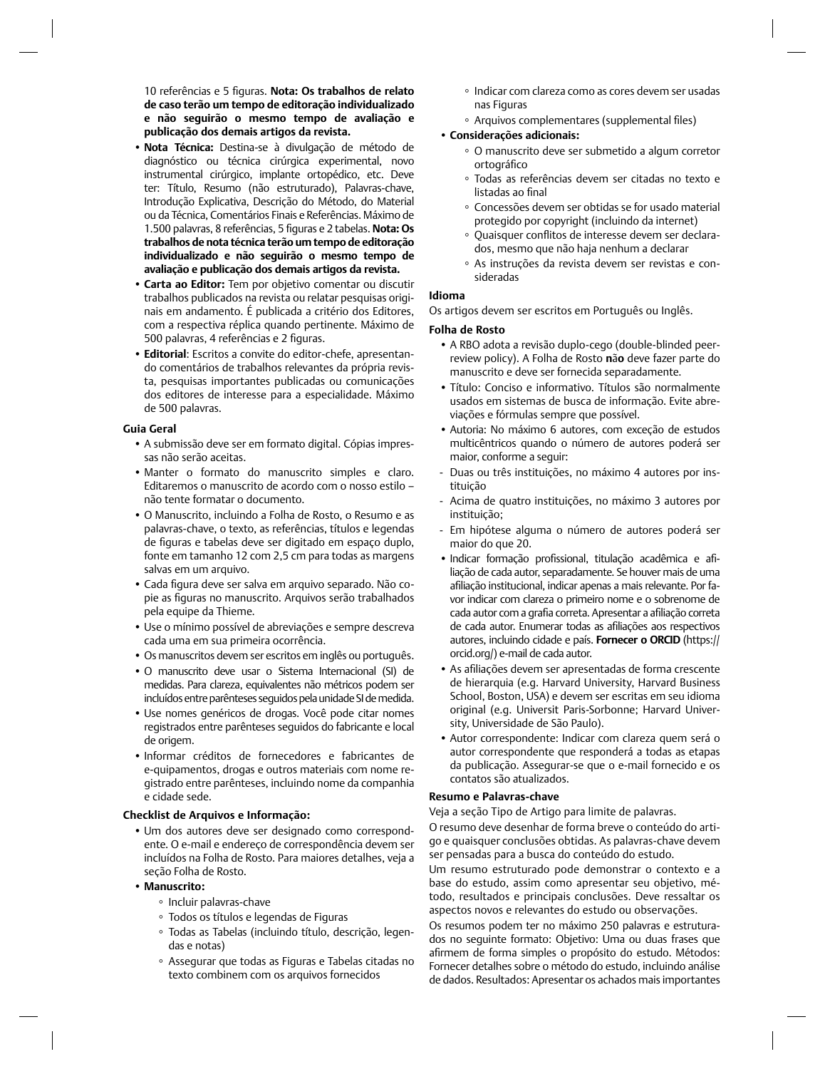10 referências e 5 figuras. **Nota: Os trabalhos de relato de caso terão um tempo de editoração individualizado e não seguirão o mesmo tempo de avaliação e publicação dos demais artigos da revista.**

- **Nota Técnica:** Destina-se à divulgação de método de diagnóstico ou técnica cirúrgica experimental, novo instrumental cirúrgico, implante ortopédico, etc. Deve ter: Título, Resumo (não estruturado), Palavras-chave, Introdução Explicativa, Descrição do Método, do Material ou da Técnica, Comentários Finais e Referências. Máximo de 1.500 palavras, 8 referências, 5 figuras e 2 tabelas. **Nota: Os trabalhos de nota técnica terão um tempo de editoração individualizado e não seguirão o mesmo tempo de avaliação e publicação dos demais artigos da revista.**
- **Carta ao Editor:** Tem por objetivo comentar ou discutir trabalhos publicados na revista ou relatar pesquisas originais em andamento. É publicada a critério dos Editores, com a respectiva réplica quando pertinente. Máximo de 500 palavras, 4 referências e 2 figuras.
- **Editorial**: Escritos a convite do editor-chefe, apresentando comentários de trabalhos relevantes da própria revista, pesquisas importantes publicadas ou comunicações dos editores de interesse para a especialidade. Máximo de 500 palavras.

**Guia Geral**

- A submissão deve ser em formato digital. Cópias impressas não serão aceitas.
- Manter o formato do manuscrito simples e claro. Editaremos o manuscrito de acordo com o nosso estilo – não tente formatar o documento.
- O Manuscrito, incluindo a Folha de Rosto, o Resumo e as palavras-chave, o texto, as referências, títulos e legendas de figuras e tabelas deve ser digitado em espaço duplo, fonte em tamanho 12 com 2,5 cm para todas as margens salvas em um arquivo.
- Cada figura deve ser salva em arquivo separado. Não copie as figuras no manuscrito. Arquivos serão trabalhados pela equipe da Thieme.
- Use o mínimo possível de abreviações e sempre descreva cada uma em sua primeira ocorrência.
- Os manuscritos devem ser escritos em inglês ou português.
- O manuscrito deve usar o Sistema Internacional (SI) de medidas. Para clareza, equivalentes não métricos podem ser incluídos entre parênteses seguidos pela unidade SI de medida.
- Use nomes genéricos de drogas. Você pode citar nomes registrados entre parênteses seguidos do fabricante e local de origem.
- Informar créditos de fornecedores e fabricantes de e-quipamentos, drogas e outros materiais com nome registrado entre parênteses, incluindo nome da companhia e cidade sede.

**Checklist de Arquivos e Informação:**

- Um dos autores deve ser designado como correspondente. O e-mail e endereço de correspondência devem ser incluídos na Folha de Rosto. Para maiores detalhes, veja a seção Folha de Rosto.
- **Manuscrito:**
    - Incluir palavras-chave
    - Todos os títulos e legendas de Figuras
    - Todas as Tabelas (incluindo título, descrição, legendas e notas)
    - Assegurar que todas as Figuras e Tabelas citadas no texto combinem com os arquivos fornecidos
    - Indicar com clareza como as cores devem ser usadas nas Figuras
    - Arquivos complementares (supplemental files)
- **Considerações adicionais:**
    - O manuscrito deve ser submetido a algum corretor ortográfico
    - Todas as referências devem ser citadas no texto e listadas ao final
    - Concessões devem ser obtidas se for usado material protegido por copyright (incluindo da internet)
    - Quaisquer conflitos de interesse devem ser declarados, mesmo que não haja nenhum a declarar
    - As instruções da revista devem ser revistas e consideradas

**Idioma**

Os artigos devem ser escritos em Português ou Inglês.

**Folha de Rosto**

- A RBO adota a revisão duplo-cego (double-blinded peer-review policy). A Folha de Rosto **não** deve fazer parte do manuscrito e deve ser fornecida separadamente.
- Título: Conciso e informativo. Títulos são normalmente usados em sistemas de busca de informação. Evite abreviações e fórmulas sempre que possível.
- Autoria: No máximo 6 autores, com exceção de estudos multicêntricos quando o número de autores poderá ser maior, conforme a seguir:
    - Duas ou três instituições, no máximo 4 autores por instituição
    - Acima de quatro instituições, no máximo 3 autores por instituição;
    - Em hipótese alguma o número de autores poderá ser maior do que 20.
- Indicar formação profissional, titulação acadêmica e afiliação de cada autor, separadamente. Se houver mais de uma afiliação institucional, indicar apenas a mais relevante. Por favor indicar com clareza o primeiro nome e o sobrenome de cada autor com a grafia correta. Apresentar a afiliação correta de cada autor. Enumerar todas as afiliações aos respectivos autores, incluindo cidade e país. **Fornecer o ORCID** (https://orcid.org/) e-mail de cada autor.
- As afiliações devem ser apresentadas de forma crescente de hierarquia (e.g. Harvard University, Harvard Business School, Boston, USA) e devem ser escritas em seu idioma original (e.g. Universit Paris-Sorbonne; Harvard University, Universidade de São Paulo).
- Autor correspondente: Indicar com clareza quem será o autor correspondente que responderá a todas as etapas da publicação. Assegurar-se que o e-mail fornecido e os contatos são atualizados.

**Resumo e Palavras-chave**

Veja a seção Tipo de Artigo para limite de palavras.

O resumo deve desenhar de forma breve o conteúdo do artigo e quaisquer conclusões obtidas. As palavras-chave devem ser pensadas para a busca do conteúdo do estudo.

Um resumo estruturado pode demonstrar o contexto e a base do estudo, assim como apresentar seu objetivo, método, resultados e principais conclusões. Deve ressaltar os aspectos novos e relevantes do estudo ou observações.

Os resumos podem ter no máximo 250 palavras e estruturados no seguinte formato: Objetivo: Uma ou duas frases que afirmem de forma simples o propósito do estudo. Métodos: Fornecer detalhes sobre o método do estudo, incluindo análise de dados. Resultados: Apresentar os achados mais importantes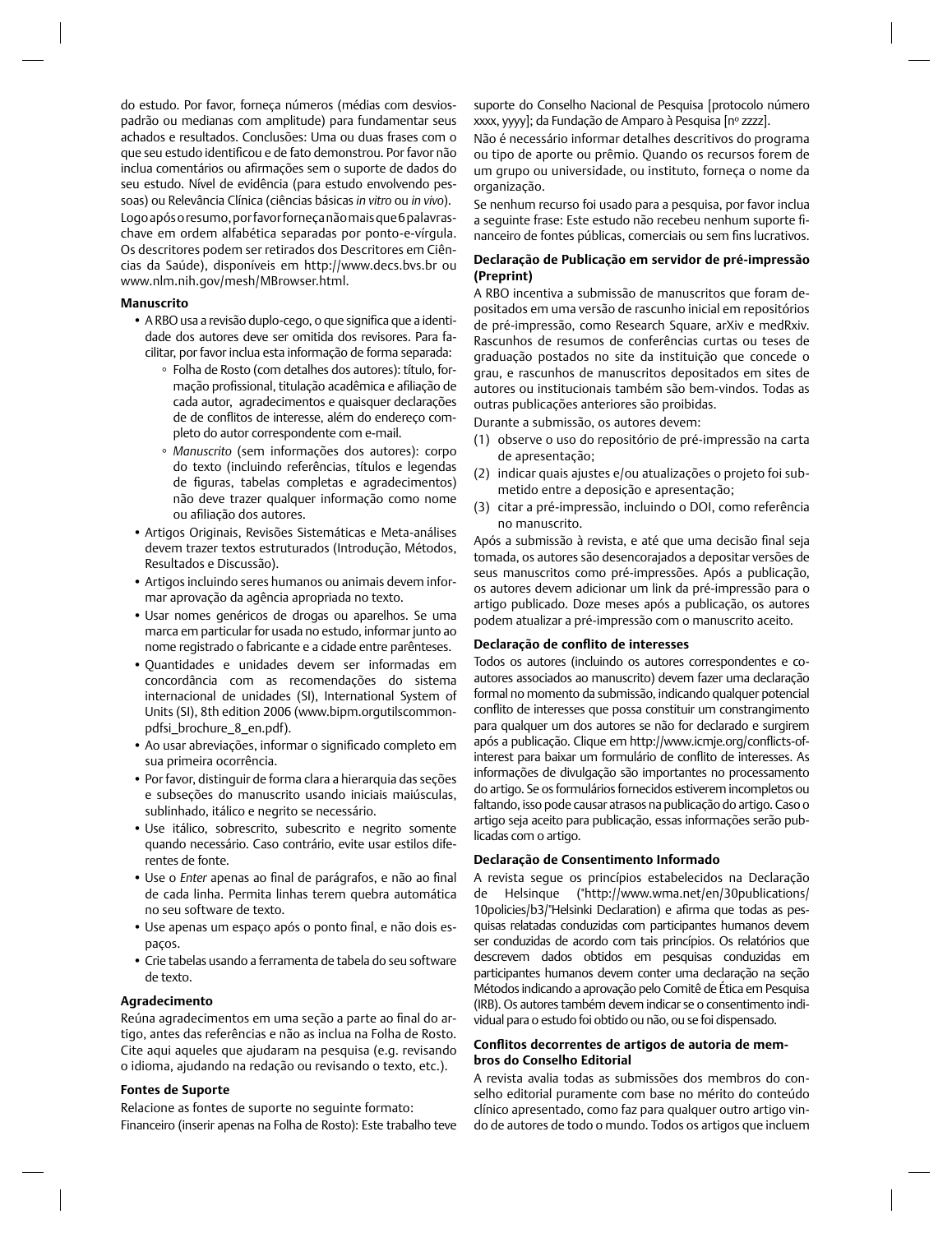do estudo. Por favor, forneça números (médias com desvios-padrão ou medianas com amplitude) para fundamentar seus achados e resultados. Conclusões: Uma ou duas frases com o que seu estudo identificou e de fato demonstrou. Por favor não inclua comentários ou afirmações sem o suporte de dados do seu estudo. Nível de evidência (para estudo envolvendo pessoas) ou Relevância Clínica (ciências básicas *in vitro* ou *in vivo*).

Logo após o resumo, por favor forneça não mais que 6 palavras-chave em ordem alfabética separadas por ponto-e-vírgula. Os descritores podem ser retirados dos Descritores em Ciências da Saúde), disponíveis em http://www.decs.bvs.br ou www.nlm.nih.gov/mesh/MBrowser.html.

**Manuscrito**

- A RBO usa a revisão duplo-cego, o que significa que a identidade dos autores deve ser omitida dos revisores. Para facilitar, por favor inclua esta informação de forma separada:
  - Folha de Rosto (com detalhes dos autores): título, formação profissional, titulação acadêmica e afiliação de cada autor, agradecimentos e quaisquer declarações de de conflitos de interesse, além do endereço completo do autor correspondente com e-mail.
  - *Manuscrito* (sem informações dos autores): corpo do texto (incluindo referências, títulos e legendas de figuras, tabelas completas e agradecimentos) não deve trazer qualquer informação como nome ou afiliação dos autores.
- Artigos Originais, Revisões Sistemáticas e Meta-análises devem trazer textos estruturados (Introdução, Métodos, Resultados e Discussão).
- Artigos incluindo seres humanos ou animais devem informar aprovação da agência apropriada no texto.
- Usar nomes genéricos de drogas ou aparelhos. Se uma marca em particular for usada no estudo, informar junto ao nome registrado o fabricante e a cidade entre parênteses.
- Quantidades e unidades devem ser informadas em concordância com as recomendações do sistema internacional de unidades (SI), International System of Units (SI), 8th edition 2006 (www.bipm.orgutilscommonpdfsi_brochure_8_en.pdf).
- Ao usar abreviações, informar o significado completo em sua primeira ocorrência.
- Por favor, distinguir de forma clara a hierarquia das seções e subseções do manuscrito usando iniciais maiúsculas, sublinhado, itálico e negrito se necessário.
- Use itálico, sobrescrito, subescrito e negrito somente quando necessário. Caso contrário, evite usar estilos diferentes de fonte.
- Use o *Enter* apenas ao final de parágrafos, e não ao final de cada linha. Permita linhas terem quebra automática no seu software de texto.
- Use apenas um espaço após o ponto final, e não dois espaços.
- Crie tabelas usando a ferramenta de tabela do seu software de texto.

**Agradecimento**

Reúna agradecimentos em uma seção a parte ao final do artigo, antes das referências e não as inclua na Folha de Rosto. Cite aqui aqueles que ajudaram na pesquisa (e.g. revisando o idioma, ajudando na redação ou revisando o texto, etc.).

**Fontes de Suporte**

Relacione as fontes de suporte no seguinte formato:

Financeiro (inserir apenas na Folha de Rosto): Este trabalho teve suporte do Conselho Nacional de Pesquisa [protocolo número xxxx, yyyy]; da Fundação de Amparo à Pesquisa [nº zzzz].

Não é necessário informar detalhes descritivos do programa ou tipo de aporte ou prêmio. Quando os recursos forem de um grupo ou universidade, ou instituto, forneça o nome da organização.

Se nenhum recurso foi usado para a pesquisa, por favor inclua a seguinte frase: Este estudo não recebeu nenhum suporte financeiro de fontes públicas, comerciais ou sem fins lucrativos.

**Declaração de Publicação em servidor de pré-impressão (Preprint)**

A RBO incentiva a submissão de manuscritos que foram depositados em uma versão de rascunho inicial em repositórios de pré-impressão, como Research Square, arXiv e medRxiv. Rascunhos de resumos de conferências curtas ou teses de graduação postados no site da instituição que concede o grau, e rascunhos de manuscritos depositados em sites de autores ou institucionais também são bem-vindos. Todas as outras publicações anteriores são proibidas.

Durante a submissão, os autores devem:

(1) observe o uso do repositório de pré-impressão na carta de apresentação;
(2) indicar quais ajustes e/ou atualizações o projeto foi submetido entre a deposição e apresentação;
(3) citar a pré-impressão, incluindo o DOI, como referência no manuscrito.

Após a submissão à revista, e até que uma decisão final seja tomada, os autores são desencorajados a depositar versões de seus manuscritos como pré-impressões. Após a publicação, os autores devem adicionar um link da pré-impressão para o artigo publicado. Doze meses após a publicação, os autores podem atualizar a pré-impressão com o manuscrito aceito.

**Declaração de conflito de interesses**

Todos os autores (incluindo os autores correspondentes e coautores associados ao manuscrito) devem fazer uma declaração formal no momento da submissão, indicando qualquer potencial conflito de interesses que possa constituir um constrangimento para qualquer um dos autores se não for declarado e surgirem após a publicação. Clique em http://www.icmje.org/conflicts-of-interest para baixar um formulário de conflito de interesses. As informações de divulgação são importantes no processamento do artigo. Se os formulários fornecidos estiverem incompletos ou faltando, isso pode causar atrasos na publicação do artigo. Caso o artigo seja aceito para publicação, essas informações serão publicadas com o artigo.

**Declaração de Consentimento Informado**

A revista segue os princípios estabelecidos na Declaração de Helsinque ("http://www.wma.net/en/30publications/10policies/b3/"Helsinki Declaration) e afirma que todas as pesquisas relatadas conduzidas com participantes humanos devem ser conduzidas de acordo com tais princípios. Os relatórios que descrevem dados obtidos em pesquisas conduzidas em participantes humanos devem conter uma declaração na seção Métodos indicando a aprovação pelo Comitê de Ética em Pesquisa (IRB). Os autores também devem indicar se o consentimento individual para o estudo foi obtido ou não, ou se foi dispensado.

**Conflitos decorrentes de artigos de autoria de membros do Conselho Editorial**

A revista avalia todas as submissões dos membros do conselho editorial puramente com base no mérito do conteúdo clínico apresentado, como faz para qualquer outro artigo vindo de autores de todo o mundo. Todos os artigos que incluem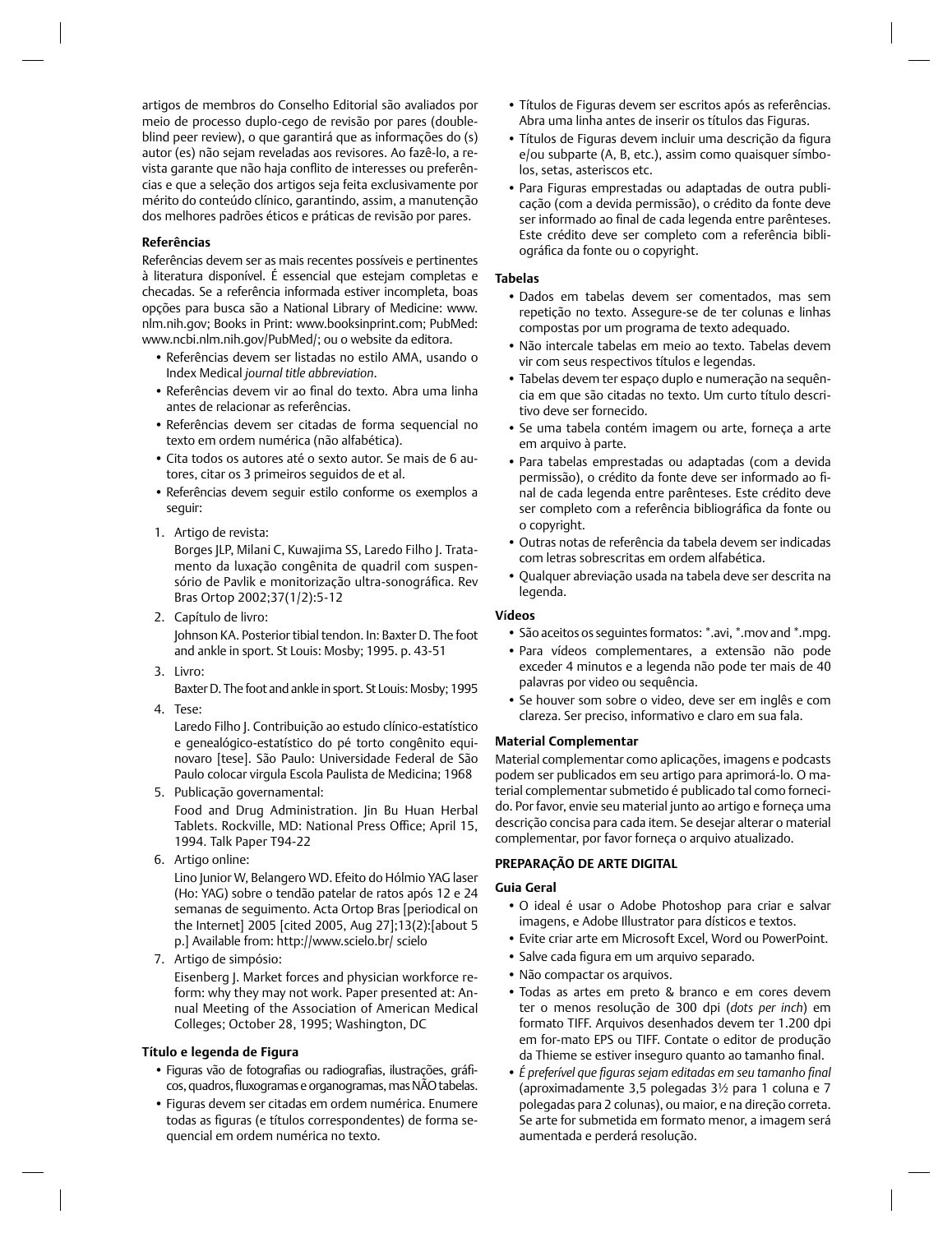artigos de membros do Conselho Editorial são avaliados por meio de processo duplo-cego de revisão por pares (double-blind peer review), o que garantirá que as informações do (s) autor (es) não sejam reveladas aos revisores. Ao fazê-lo, a revista garante que não haja conflito de interesses ou preferências e que a seleção dos artigos seja feita exclusivamente por mérito do conteúdo clínico, garantindo, assim, a manutenção dos melhores padrões éticos e práticas de revisão por pares.

**Referências**

Referências devem ser as mais recentes possíveis e pertinentes à literatura disponível. É essencial que estejam completas e checadas. Se a referência informada estiver incompleta, boas opções para busca são a National Library of Medicine: www.nlm.nih.gov; Books in Print: www.booksinprint.com; PubMed: www.ncbi.nlm.nih.gov/PubMed/; ou o website da editora.

- Referências devem ser listadas no estilo AMA, usando o Index Medical *journal title abbreviation*.
- Referências devem vir ao final do texto. Abra uma linha antes de relacionar as referências.
- Referências devem ser citadas de forma sequencial no texto em ordem numérica (não alfabética).
- Cita todos os autores até o sexto autor. Se mais de 6 autores, citar os 3 primeiros seguidos de et al.
- Referências devem seguir estilo conforme os exemplos a seguir:

1. Artigo de revista:
   Borges JLP, Milani C, Kuwajima SS, Laredo Filho J. Tratamento da luxação congênita de quadril com suspensório de Pavlik e monitorização ultra-sonográfica. Rev Bras Ortop 2002;37(1/2):5-12
2. Capítulo de livro:
   Johnson KA. Posterior tibial tendon. In: Baxter D. The foot and ankle in sport. St Louis: Mosby; 1995. p. 43-51
3. Livro:
   Baxter D. The foot and ankle in sport. St Louis: Mosby; 1995
4. Tese:
   Laredo Filho J. Contribuição ao estudo clínico-estatístico e genealógico-estatístico do pé torto congênito equinovaro [tese]. São Paulo: Universidade Federal de São Paulo colocar virgula Escola Paulista de Medicina; 1968
5. Publicação governamental:
   Food and Drug Administration. Jin Bu Huan Herbal Tablets. Rockville, MD: National Press Office; April 15, 1994. Talk Paper T94-22
6. Artigo online:
   Lino Junior W, Belangero WD. Efeito do Hólmio YAG laser (Ho: YAG) sobre o tendão patelar de ratos após 12 e 24 semanas de seguimento. Acta Ortop Bras [periodical on the Internet] 2005 [cited 2005, Aug 27];13(2):[about 5 p.] Available from: http://www.scielo.br/ scielo
7. Artigo de simpósio:
   Eisenberg J. Market forces and physician workforce reform: why they may not work. Paper presented at: Annual Meeting of the Association of American Medical Colleges; October 28, 1995; Washington, DC

**Título e legenda de Figura**

- Figuras vão de fotografias ou radiografias, ilustrações, gráficos, quadros, fluxogramas e organogramas, mas NÃO tabelas.
- Figuras devem ser citadas em ordem numérica. Enumere todas as figuras (e títulos correspondentes) de forma sequencial em ordem numérica no texto.
- Títulos de Figuras devem ser escritos após as referências. Abra uma linha antes de inserir os títulos das Figuras.
- Títulos de Figuras devem incluir uma descrição da figura e/ou subparte (A, B, etc.), assim como quaisquer símbolos, setas, asteriscos etc.
- Para Figuras emprestadas ou adaptadas de outra publicação (com a devida permissão), o crédito da fonte deve ser informado ao final de cada legenda entre parênteses. Este crédito deve ser completo com a referência bibliográfica da fonte ou o copyright.

**Tabelas**

- Dados em tabelas devem ser comentados, mas sem repetição no texto. Assegure-se de ter colunas e linhas compostas por um programa de texto adequado.
- Não intercale tabelas em meio ao texto. Tabelas devem vir com seus respectivos títulos e legendas.
- Tabelas devem ter espaço duplo e numeração na sequência em que são citadas no texto. Um curto título descritivo deve ser fornecido.
- Se uma tabela contém imagem ou arte, forneça a arte em arquivo à parte.
- Para tabelas emprestadas ou adaptadas (com a devida permissão), o crédito da fonte deve ser informado ao final de cada legenda entre parênteses. Este crédito deve ser completo com a referência bibliográfica da fonte ou o copyright.
- Outras notas de referência da tabela devem ser indicadas com letras sobrescritas em ordem alfabética.
- Qualquer abreviação usada na tabela deve ser descrita na legenda.

**Vídeos**

- São aceitos os seguintes formatos: *.avi, *.mov and *.mpg.
- Para vídeos complementares, a extensão não pode exceder 4 minutos e a legenda não pode ter mais de 40 palavras por video ou sequência.
- Se houver som sobre o video, deve ser em inglês e com clareza. Ser preciso, informativo e claro em sua fala.

**Material Complementar**

Material complementar como aplicações, imagens e podcasts podem ser publicados em seu artigo para aprimorá-lo. O material complementar submetido é publicado tal como fornecido. Por favor, envie seu material junto ao artigo e forneça uma descrição concisa para cada item. Se desejar alterar o material complementar, por favor forneça o arquivo atualizado.

**PREPARAÇÃO DE ARTE DIGITAL**

**Guia Geral**

- O ideal é usar o Adobe Photoshop para criar e salvar imagens, e Adobe Illustrator para dísticos e textos.
- Evite criar arte em Microsoft Excel, Word ou PowerPoint.
- Salve cada figura em um arquivo separado.
- Não compactar os arquivos.
- Todas as artes em preto & branco e em cores devem ter o menos resolução de 300 dpi (*dots per inch*) em formato TIFF. Arquivos desenhados devem ter 1.200 dpi em for-mato EPS ou TIFF. Contate o editor de produção da Thieme se estiver inseguro quanto ao tamanho final.
- *É preferível que figuras sejam editadas em seu tamanho final* (aproximadamente 3,5 polegadas 3½ para 1 coluna e 7 polegadas para 2 colunas), ou maior, e na direção correta. Se arte for submetida em formato menor, a imagem será aumentada e perderá resolução.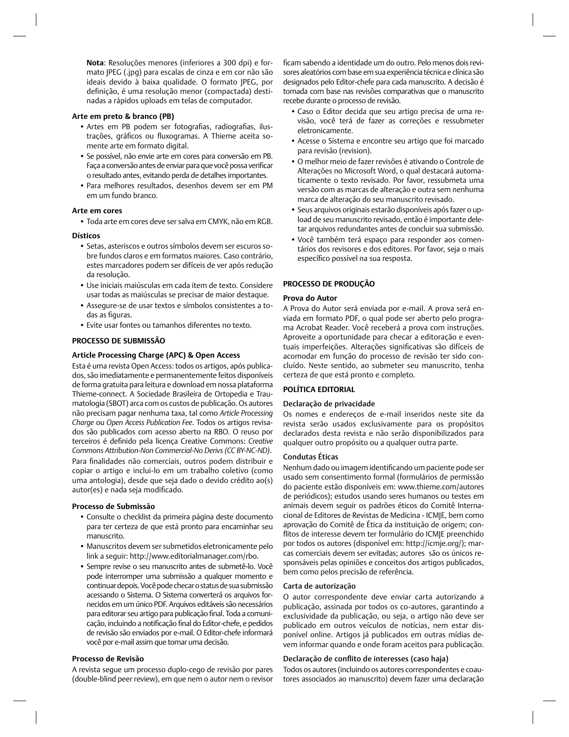**Nota**: Resoluções menores (inferiores a 300 dpi) e formato JPEG (.jpg) para escalas de cinza e em cor não são ideais devido à baixa qualidade. O formato JPEG, por definição, é uma resolução menor (compactada) destinadas a rápidos uploads em telas de computador.

**Arte em preto & branco (PB)**

- Artes em PB podem ser fotografias, radiografias, ilustrações, gráficos ou fluxogramas. A Thieme aceita somente arte em formato digital.
- Se possível, não envie arte em cores para conversão em PB. Faça a conversão antes de enviar para que você possa verificar o resultado antes, evitando perda de detalhes importantes.
- Para melhores resultados, desenhos devem ser em PM em um fundo branco.

**Arte em cores**

- Toda arte em cores deve ser salva em CMYK, não em RGB.

**Dísticos**

- Setas, asteriscos e outros símbolos devem ser escuros sobre fundos claros e em formatos maiores. Caso contrário, estes marcadores podem ser difíceis de ver após redução da resolução.
- Use iniciais maiúsculas em cada item de texto. Considere usar todas as maiúsculas se precisar de maior destaque.
- Assegure-se de usar textos e símbolos consistentes a todas as figuras.
- Evite usar fontes ou tamanhos diferentes no texto.

## PROCESSO DE SUBMISSÃO

### Article Processing Charge (APC) & Open Access

Esta é uma revista Open Access: todos os artigos, após publicados, são imediatamente e permanentemente feitos disponíveis de forma gratuita para leitura e download em nossa plataforma Thieme-connect. A Sociedade Brasileira de Ortopedia e Traumatologia (SBOT) arca com os custos de publicação. Os autores não precisam pagar nenhuma taxa, tal como *Article Processing Charge* ou *Open Access Publication Fee*. Todos os artigos revisados são publicados com acesso aberto na RBO. O reuso por terceiros é definido pela licença Creative Commons: *Creative Commons Attribution-Non Commercial-No Derivs (CC BY-NC-ND)*.

Para finalidades não comerciais, outros podem distribuir e copiar o artigo e incluí-lo em um trabalho coletivo (como uma antologia), desde que seja dado o devido crédito ao(s) autor(es) e nada seja modificado.

### Processo de Submissão

- Consulte o checklist da primeira página deste documento para ter certeza de que está pronto para encaminhar seu manuscrito.
- Manuscritos devem ser submetidos eletronicamente pelo link a seguir: http://www.editorialmanager.com/rbo.
- Sempre revise o seu manuscrito antes de submetê-lo. Você pode interromper uma submissão a qualquer momento e continuar depois. Você pode checar o status de sua submissão acessando o Sistema. O Sistema converterá os arquivos fornecidos em um único PDF. Arquivos editáveis são necessários para editorar seu artigo para publicação final. Toda a comunicação, incluindo a notificação final do Editor-chefe, e pedidos de revisão são enviados por e-mail. O Editor-chefe informará você por e-mail assim que tomar uma decisão.

### Processo de Revisão

A revista segue um processo duplo-cego de revisão por pares (double-blind peer review), em que nem o autor nem o revisor ficam sabendo a identidade um do outro. Pelo menos dois revisores aleatórios com base em sua experiência técnica e clínica são designados pelo Editor-chefe para cada manuscrito. A decisão é tomada com base nas revisões comparativas que o manuscrito recebe durante o processo de revisão.

- Caso o Editor decida que seu artigo precisa de uma revisão, você terá de fazer as correções e ressubmeter eletronicamente.
- Acesse o Sistema e encontre seu artigo que foi marcado para revisão (revision).
- O melhor meio de fazer revisões é ativando o Controle de Alterações no Microsoft Word, o qual destacará automaticamente o texto revisado. Por favor, ressubmeta uma versão com as marcas de alteração e outra sem nenhuma marca de alteração do seu manuscrito revisado.
- Seus arquivos originais estarão disponíveis após fazer o upload de seu manuscrito revisado, então é importante deletar arquivos redundantes antes de concluir sua submissão.
- Você também terá espaço para responder aos comentários dos revisores e dos editores. Por favor, seja o mais específico possível na sua resposta.

## PROCESSO DE PRODUÇÃO

### Prova do Autor

A Prova do Autor será enviada por e-mail. A prova será enviada em formato PDF, o qual pode ser aberto pelo programa Acrobat Reader. Você receberá a prova com instruções. Aproveite a oportunidade para checar a editoração e eventuais imperfeições. Alterações significativas são difíceis de acomodar em função do processo de revisão ter sido concluído. Neste sentido, ao submeter seu manuscrito, tenha certeza de que está pronto e completo.

## POLÍTICA EDITORIAL

### Declaração de privacidade

Os nomes e endereços de e-mail inseridos neste site da revista serão usados exclusivamente para os propósitos declarados desta revista e não serão disponibilizados para qualquer outro propósito ou a qualquer outra parte.

### Condutas Éticas

Nenhum dado ou imagem identificando um paciente pode ser usado sem consentimento formal (formulários de permissão do paciente estão disponíveis em: www.thieme.com/autores de periódicos); estudos usando seres humanos ou testes em animais devem seguir os padrões éticos do Comitê Internacional de Editores de Revistas de Medicina - ICMJE, bem como aprovação do Comitê de Ética da instituição de origem; conflitos de interesse devem ter formulário do ICMJE preenchido por todos os autores (disponível em: http://icmje.org/); marcas comerciais devem ser evitadas; autores são os únicos responsáveis pelas opiniões e conceitos dos artigos publicados, bem como pelos precisão de referência.

### Carta de autorização

O autor correspondente deve enviar carta autorizando a publicação, assinada por todos os co-autores, garantindo a exclusividade da publicação, ou seja, o artigo não deve ser publicado em outros veículos de notícias, nem estar disponível online. Artigos já publicados em outras mídias devem informar quando e onde foram aceitos para publicação.

### Declaração de conflito de interesses (caso haja)

Todos os autores (incluindo os autores correspondentes e coautores associados ao manuscrito) devem fazer uma declaração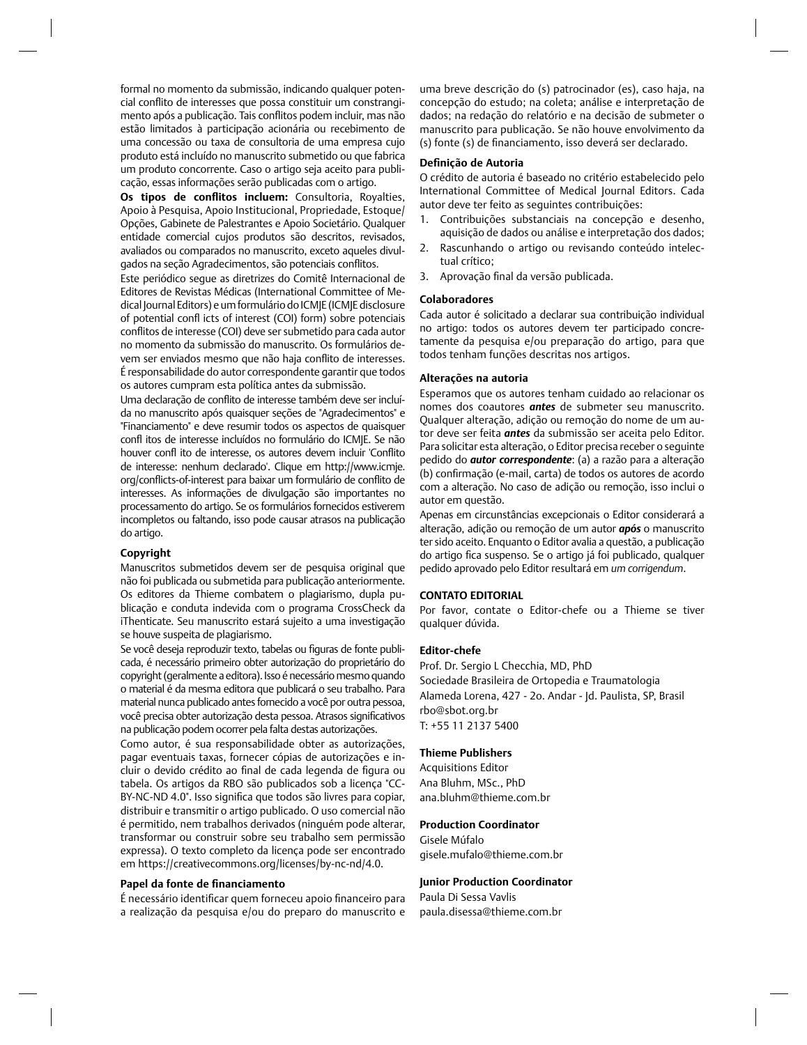formal no momento da submissão, indicando qualquer potencial conflito de interesses que possa constituir um constrangimento após a publicação. Tais conflitos podem incluir, mas não estão limitados à participação acionária ou recebimento de uma concessão ou taxa de consultoria de uma empresa cujo produto está incluído no manuscrito submetido ou que fabrica um produto concorrente. Caso o artigo seja aceito para publicação, essas informações serão publicadas com o artigo.

**Os tipos de conflitos incluem:** Consultoria, Royalties, Apoio à Pesquisa, Apoio Institucional, Propriedade, Estoque/Opções, Gabinete de Palestrantes e Apoio Societário. Qualquer entidade comercial cujos produtos são descritos, revisados, avaliados ou comparados no manuscrito, exceto aqueles divulgados na seção Agradecimentos, são potenciais conflitos.

Este periódico segue as diretrizes do Comitê Internacional de Editores de Revistas Médicas (International Committee of Medical Journal Editors) e um formulário do ICMJE (ICMJE disclosure of potential confl icts of interest (COI) form) sobre potenciais conflitos de interesse (COI) deve ser submetido para cada autor no momento da submissão do manuscrito. Os formulários devem ser enviados mesmo que não haja conflito de interesses. É responsabilidade do autor correspondente garantir que todos os autores cumpram esta política antes da submissão.

Uma declaração de conflito de interesse também deve ser incluída no manuscrito após quaisquer seções de "Agradecimentos" e "Financiamento" e deve resumir todos os aspectos de quaisquer confl itos de interesse incluídos no formulário do ICMJE. Se não houver confl ito de interesse, os autores devem incluir 'Conflito de interesse: nenhum declarado'. Clique em http://www.icmje.org/conflicts-of-interest para baixar um formulário de conflito de interesses. As informações de divulgação são importantes no processamento do artigo. Se os formulários fornecidos estiverem incompletos ou faltando, isso pode causar atrasos na publicação do artigo.

### Copyright

Manuscritos submetidos devem ser de pesquisa original que não foi publicada ou submetida para publicação anteriormente. Os editores da Thieme combatem o plagiarismo, dupla publicação e conduta indevida com o programa CrossCheck da iThenticate. Seu manuscrito estará sujeito a uma investigação se houve suspeita de plagiarismo.

Se você deseja reproduzir texto, tabelas ou figuras de fonte publicada, é necessário primeiro obter autorização do proprietário do copyright (geralmente a editora). Isso é necessário mesmo quando o material é da mesma editora que publicará o seu trabalho. Para material nunca publicado antes fornecido a você por outra pessoa, você precisa obter autorização desta pessoa. Atrasos significativos na publicação podem ocorrer pela falta destas autorizações.

Como autor, é sua responsabilidade obter as autorizações, pagar eventuais taxas, fornecer cópias de autorizações e incluir o devido crédito ao final de cada legenda de figura ou tabela. Os artigos da RBO são publicados sob a licença "CC-BY-NC-ND 4.0". Isso significa que todos são livres para copiar, distribuir e transmitir o artigo publicado. O uso comercial não é permitido, nem trabalhos derivados (ninguém pode alterar, transformar ou construir sobre seu trabalho sem permissão expressa). O texto completo da licença pode ser encontrado em https://creativecommons.org/licenses/by-nc-nd/4.0.

### Papel da fonte de financiamento

É necessário identificar quem forneceu apoio financeiro para a realização da pesquisa e/ou do preparo do manuscrito e uma breve descrição do (s) patrocinador (es), caso haja, na concepção do estudo; na coleta; análise e interpretação de dados; na redação do relatório e na decisão de submeter o manuscrito para publicação. Se não houve envolvimento da (s) fonte (s) de financiamento, isso deverá ser declarado.

### Definição de Autoria

O crédito de autoria é baseado no critério estabelecido pelo International Committee of Medical Journal Editors. Cada autor deve ter feito as seguintes contribuições:

1. Contribuições substanciais na concepção e desenho, aquisição de dados ou análise e interpretação dos dados;
2. Rascunhando o artigo ou revisando conteúdo intelectual crítico;
3. Aprovação final da versão publicada.

### Colaboradores

Cada autor é solicitado a declarar sua contribuição individual no artigo: todos os autores devem ter participado concretamente da pesquisa e/ou preparação do artigo, para que todos tenham funções descritas nos artigos.

### Alterações na autoria

Esperamos que os autores tenham cuidado ao relacionar os nomes dos coautores ***antes*** de submeter seu manuscrito. Qualquer alteração, adição ou remoção do nome de um autor deve ser feita ***antes*** da submissão ser aceita pelo Editor. Para solicitar esta alteração, o Editor precisa receber o seguinte pedido do ***autor correspondente***: (a) a razão para a alteração (b) confirmação (e-mail, carta) de todos os autores de acordo com a alteração. No caso de adição ou remoção, isso inclui o autor em questão.

Apenas em circunstâncias excepcionais o Editor considerará a alteração, adição ou remoção de um autor ***após*** o manuscrito ter sido aceito. Enquanto o Editor avalia a questão, a publicação do artigo fica suspenso. Se o artigo já foi publicado, qualquer pedido aprovado pelo Editor resultará em *um corrigendum*.

## CONTATO EDITORIAL

Por favor, contate o Editor-chefe ou a Thieme se tiver qualquer dúvida.

### Editor-chefe

Prof. Dr. Sergio L Checchia, MD, PhD
Sociedade Brasileira de Ortopedia e Traumatologia
Alameda Lorena, 427 - 2o. Andar - Jd. Paulista, SP, Brasil
rbo@sbot.org.br
T: +55 11 2137 5400

### Thieme Publishers

Acquisitions Editor
Ana Bluhm, MSc., PhD
ana.bluhm@thieme.com.br

### Production Coordinator

Gisele Múfalo
gisele.mufalo@thieme.com.br

### Junior Production Coordinator

Paula Di Sessa Vavlis
paula.disessa@thieme.com.br